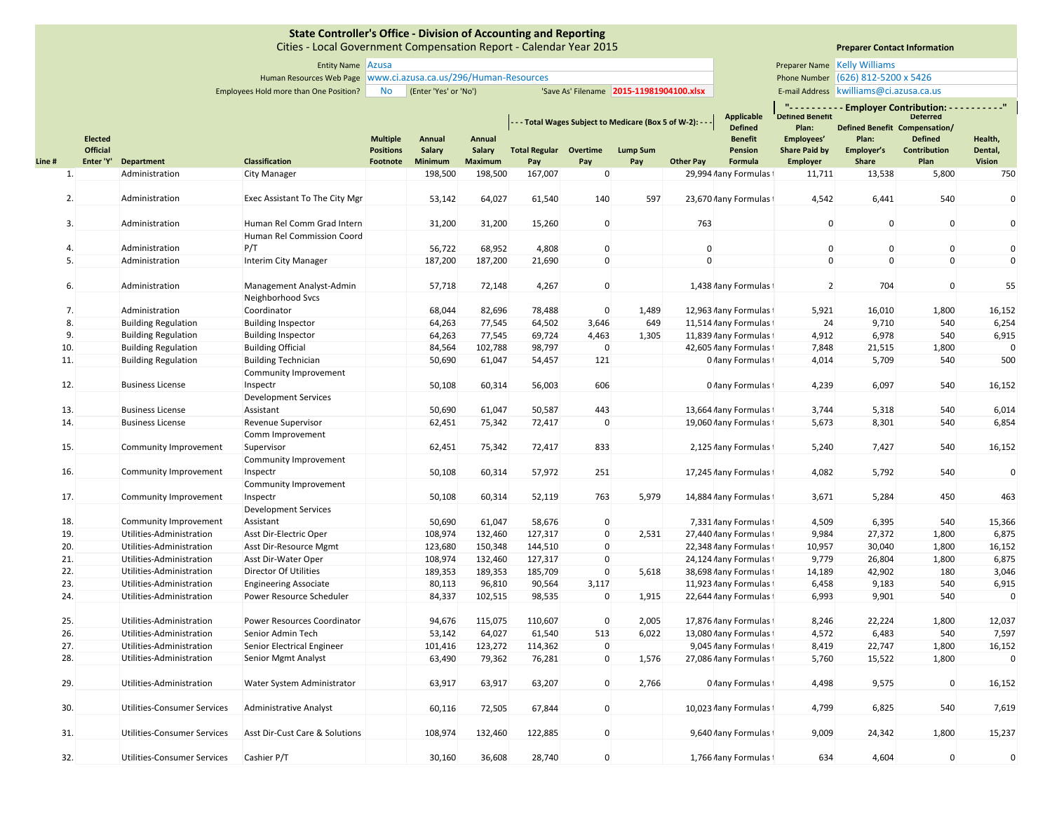# State Controller's Office - Division of Accounting and Reporting

Cities - Local Government Compensation Report - Calendar Year 2015

Entity Name: Azusa

Human Resources Web Page: www.ci.azusa.ca.us/296/Human-Resources

Employees Hold more than One Position? No (Enter 'Yes' or 'No')

'Save As' Filename: 2015-11981904100.xlsx

**Preparer Contact Information**

Preparer Name: Kelly Williams

Phone Number: (626) 812-5200 x 5426

E-mail Address: kwilliams@ci.azusa.ca.us

| | | | | | | | - - - Total Wages Subject to Medicare (Box 5 of W-2): - - - | | | | | "- - - - - - - - - - Employer Contribution: - - - - - - - - - -" | | | |
|---|---|---|---|---|---|---|---|---|---|---|---|---|---|---|---|
| Line # | Elected Official Enter 'Y' | Department | Classification | Multiple Positions Footnote | Annual Salary Minimum | Annual Salary Maximum | Total Regular Pay | Overtime Pay | Lump Sum Pay | Other Pay | Applicable Defined Benefit Pension Formula | Defined Benefit Plan: Employees' Share Paid by Employer | Defined Benefit Plan: Employer's Share | Deferred Compensation/ Defined Contribution Plan | Health, Dental, Vision |
| 1. | | Administration | City Manager | | 198,500 | 198,500 | 167,007 | 0 | | 29,994 | Many Formulas | 11,711 | 13,538 | 5,800 | 750 |
| 2. | | Administration | Exec Assistant To The City Mgr | | 53,142 | 64,027 | 61,540 | 140 | 597 | 23,670 | Many Formulas | 4,542 | 6,441 | 540 | 0 |
| 3. | | Administration | Human Rel Comm Grad Intern | | 31,200 | 31,200 | 15,260 | 0 | | 763 | | 0 | 0 | 0 | 0 |
| 4. | | Administration | Human Rel Commission Coord P/T | | 56,722 | 68,952 | 4,808 | 0 | | 0 | | 0 | 0 | 0 | 0 |
| 5. | | Administration | Interim City Manager | | 187,200 | 187,200 | 21,690 | 0 | | 0 | | 0 | 0 | 0 | 0 |
| 6. | | Administration | Management Analyst-Admin | | 57,718 | 72,148 | 4,267 | 0 | | 1,438 | Many Formulas | 2 | 704 | 0 | 55 |
| 7. | | Administration | Neighborhood Svcs Coordinator | | 68,044 | 82,696 | 78,488 | 0 | 1,489 | 12,963 | Many Formulas | 5,921 | 16,010 | 1,800 | 16,152 |
| 8. | | Building Regulation | Building Inspector | | 64,263 | 77,545 | 64,502 | 3,646 | 649 | 11,514 | Many Formulas | 24 | 9,710 | 540 | 6,254 |
| 9. | | Building Regulation | Building Inspector | | 64,263 | 77,545 | 69,724 | 4,463 | 1,305 | 11,839 | Many Formulas | 4,912 | 6,978 | 540 | 6,915 |
| 10. | | Building Regulation | Building Official | | 84,564 | 102,788 | 98,797 | 0 | | 42,605 | Many Formulas | 7,848 | 21,515 | 1,800 | 0 |
| 11. | | Building Regulation | Building Technician | | 50,690 | 61,047 | 54,457 | 121 | | 0 | Many Formulas | 4,014 | 5,709 | 540 | 500 |
| 12. | | Business License | Community Improvement Inspectr | | 50,108 | 60,314 | 56,003 | 606 | | 0 | Many Formulas | 4,239 | 6,097 | 540 | 16,152 |
| 13. | | Business License | Development Services Assistant | | 50,690 | 61,047 | 50,587 | 443 | | 13,664 | Many Formulas | 3,744 | 5,318 | 540 | 6,014 |
| 14. | | Business License | Revenue Supervisor | | 62,451 | 75,342 | 72,417 | 0 | | 19,060 | Many Formulas | 5,673 | 8,301 | 540 | 6,854 |
| 15. | | Community Improvement | Comm Improvement Supervisor | | 62,451 | 75,342 | 72,417 | 833 | | 2,125 | Many Formulas | 5,240 | 7,427 | 540 | 16,152 |
| 16. | | Community Improvement | Community Improvement Inspectr | | 50,108 | 60,314 | 57,972 | 251 | | 17,245 | Many Formulas | 4,082 | 5,792 | 540 | 0 |
| 17. | | Community Improvement | Community Improvement Inspectr | | 50,108 | 60,314 | 52,119 | 763 | 5,979 | 14,884 | Many Formulas | 3,671 | 5,284 | 450 | 463 |
| 18. | | Community Improvement | Development Services Assistant | | 50,690 | 61,047 | 58,676 | 0 | | 7,331 | Many Formulas | 4,509 | 6,395 | 540 | 15,366 |
| 19. | | Utilities-Administration | Asst Dir-Electric Oper | | 108,974 | 132,460 | 127,317 | 0 | 2,531 | 27,440 | Many Formulas | 9,984 | 27,372 | 1,800 | 6,875 |
| 20. | | Utilities-Administration | Asst Dir-Resource Mgmt | | 123,680 | 150,348 | 144,510 | 0 | | 22,348 | Many Formulas | 10,957 | 30,040 | 1,800 | 16,152 |
| 21. | | Utilities-Administration | Asst Dir-Water Oper | | 108,974 | 132,460 | 127,317 | 0 | | 24,124 | Many Formulas | 9,779 | 26,804 | 1,800 | 6,875 |
| 22. | | Utilities-Administration | Director Of Utilities | | 189,353 | 189,353 | 185,709 | 0 | 5,618 | 38,698 | Many Formulas | 14,189 | 42,902 | 180 | 3,046 |
| 23. | | Utilities-Administration | Engineering Associate | | 80,113 | 96,810 | 90,564 | 3,117 | | 11,923 | Many Formulas | 6,458 | 9,183 | 540 | 6,915 |
| 24. | | Utilities-Administration | Power Resource Scheduler | | 84,337 | 102,515 | 98,535 | 0 | 1,915 | 22,644 | Many Formulas | 6,993 | 9,901 | 540 | 0 |
| 25. | | Utilities-Administration | Power Resources Coordinator | | 94,676 | 115,075 | 110,607 | 0 | 2,005 | 17,876 | Many Formulas | 8,246 | 22,224 | 1,800 | 12,037 |
| 26. | | Utilities-Administration | Senior Admin Tech | | 53,142 | 64,027 | 61,540 | 513 | 6,022 | 13,080 | Many Formulas | 4,572 | 6,483 | 540 | 7,597 |
| 27. | | Utilities-Administration | Senior Electrical Engineer | | 101,416 | 123,272 | 114,362 | 0 | | 9,045 | Many Formulas | 8,419 | 22,747 | 1,800 | 16,152 |
| 28. | | Utilities-Administration | Senior Mgmt Analyst | | 63,490 | 79,362 | 76,281 | 0 | 1,576 | 27,086 | Many Formulas | 5,760 | 15,522 | 1,800 | 0 |
| 29. | | Utilities-Administration | Water System Administrator | | 63,917 | 63,917 | 63,207 | 0 | 2,766 | 0 | Many Formulas | 4,498 | 9,575 | 0 | 16,152 |
| 30. | | Utilities-Consumer Services | Administrative Analyst | | 60,116 | 72,505 | 67,844 | 0 | | 10,023 | Many Formulas | 4,799 | 6,825 | 540 | 7,619 |
| 31. | | Utilities-Consumer Services | Asst Dir-Cust Care & Solutions | | 108,974 | 132,460 | 122,885 | 0 | | 9,640 | Many Formulas | 9,009 | 24,342 | 1,800 | 15,237 |
| 32. | | Utilities-Consumer Services | Cashier P/T | | 30,160 | 36,608 | 28,740 | 0 | | 1,766 | Many Formulas | 634 | 4,604 | 0 | 0 |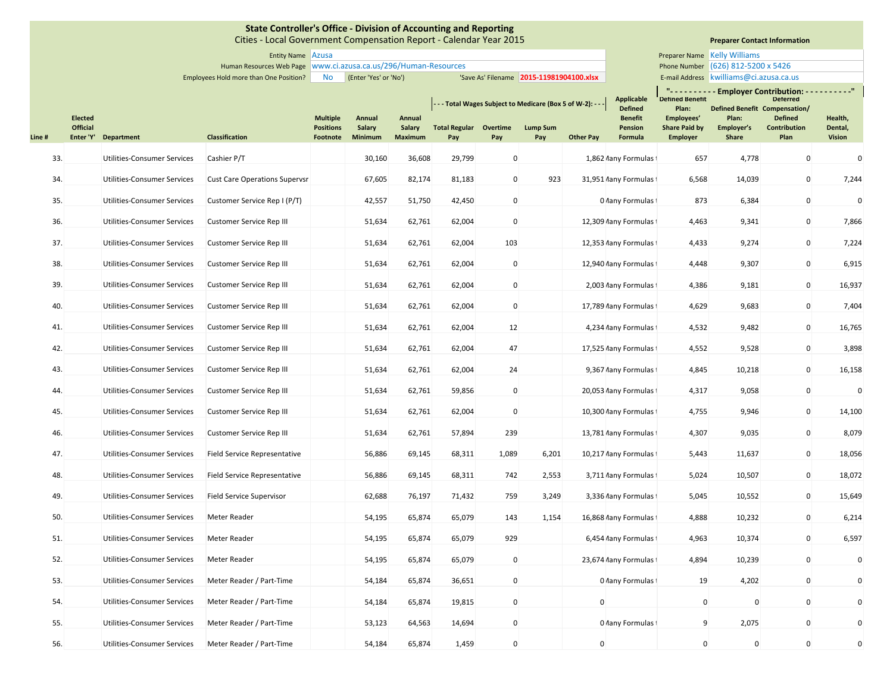**State Controller's Office - Division of Accounting and Reporting**
Cities - Local Government Compensation Report - Calendar Year 2015

Entity Name: Azusa
Human Resources Web Page: www.ci.azusa.ca.us/296/Human-Resources
Employees Hold more than One Position? No (Enter 'Yes' or 'No')
'Save As' Filename: 2015-11981904100.xlsx

**Preparer Contact Information**
Preparer Name: Kelly Williams
Phone Number: (626) 812-5200 x 5426
E-mail Address: kwilliams@ci.azusa.ca.us

| Line # | Elected Official Enter 'Y' | Department | Classification | Multiple Positions Footnote | Annual Salary Minimum | Annual Salary Maximum | - - - Total Wages Subject to Medicare (Box 5 of W-2): - - - Total Regular Pay | Overtime Pay | Lump Sum Pay | Other Pay | Applicable Defined Benefit Pension Formula | "- - - Employer Contribution: - - -" Defined Benefit Plan: Employees' Share Paid by Employer | Defined Benefit Plan: Employer's Share | Deferred Compensation/ Defined Contribution Plan | Health, Dental, Vision |
|---|---|---|---|---|---|---|---|---|---|---|---|---|---|---|---|
| 33. | | Utilities-Consumer Services | Cashier P/T | | 30,160 | 36,608 | 29,799 | 0 | | 1,862 | Many Formulas | 657 | 4,778 | 0 | 0 |
| 34. | | Utilities-Consumer Services | Cust Care Operations Supervsr | | 67,605 | 82,174 | 81,183 | 0 | 923 | 31,951 | Many Formulas | 6,568 | 14,039 | 0 | 7,244 |
| 35. | | Utilities-Consumer Services | Customer Service Rep I (P/T) | | 42,557 | 51,750 | 42,450 | 0 | | 0 | Many Formulas | 873 | 6,384 | 0 | 0 |
| 36. | | Utilities-Consumer Services | Customer Service Rep III | | 51,634 | 62,761 | 62,004 | 0 | | 12,309 | Many Formulas | 4,463 | 9,341 | 0 | 7,866 |
| 37. | | Utilities-Consumer Services | Customer Service Rep III | | 51,634 | 62,761 | 62,004 | 103 | | 12,353 | Many Formulas | 4,433 | 9,274 | 0 | 7,224 |
| 38. | | Utilities-Consumer Services | Customer Service Rep III | | 51,634 | 62,761 | 62,004 | 0 | | 12,940 | Many Formulas | 4,448 | 9,307 | 0 | 6,915 |
| 39. | | Utilities-Consumer Services | Customer Service Rep III | | 51,634 | 62,761 | 62,004 | 0 | | 2,003 | Many Formulas | 4,386 | 9,181 | 0 | 16,937 |
| 40. | | Utilities-Consumer Services | Customer Service Rep III | | 51,634 | 62,761 | 62,004 | 0 | | 17,789 | Many Formulas | 4,629 | 9,683 | 0 | 7,404 |
| 41. | | Utilities-Consumer Services | Customer Service Rep III | | 51,634 | 62,761 | 62,004 | 12 | | 4,234 | Many Formulas | 4,532 | 9,482 | 0 | 16,765 |
| 42. | | Utilities-Consumer Services | Customer Service Rep III | | 51,634 | 62,761 | 62,004 | 47 | | 17,525 | Many Formulas | 4,552 | 9,528 | 0 | 3,898 |
| 43. | | Utilities-Consumer Services | Customer Service Rep III | | 51,634 | 62,761 | 62,004 | 24 | | 9,367 | Many Formulas | 4,845 | 10,218 | 0 | 16,158 |
| 44. | | Utilities-Consumer Services | Customer Service Rep III | | 51,634 | 62,761 | 59,856 | 0 | | 20,053 | Many Formulas | 4,317 | 9,058 | 0 | 0 |
| 45. | | Utilities-Consumer Services | Customer Service Rep III | | 51,634 | 62,761 | 62,004 | 0 | | 10,300 | Many Formulas | 4,755 | 9,946 | 0 | 14,100 |
| 46. | | Utilities-Consumer Services | Customer Service Rep III | | 51,634 | 62,761 | 57,894 | 239 | | 13,781 | Many Formulas | 4,307 | 9,035 | 0 | 8,079 |
| 47. | | Utilities-Consumer Services | Field Service Representative | | 56,886 | 69,145 | 68,311 | 1,089 | 6,201 | 10,217 | Many Formulas | 5,443 | 11,637 | 0 | 18,056 |
| 48. | | Utilities-Consumer Services | Field Service Representative | | 56,886 | 69,145 | 68,311 | 742 | 2,553 | 3,711 | Many Formulas | 5,024 | 10,507 | 0 | 18,072 |
| 49. | | Utilities-Consumer Services | Field Service Supervisor | | 62,688 | 76,197 | 71,432 | 759 | 3,249 | 3,336 | Many Formulas | 5,045 | 10,552 | 0 | 15,649 |
| 50. | | Utilities-Consumer Services | Meter Reader | | 54,195 | 65,874 | 65,079 | 143 | 1,154 | 16,868 | Many Formulas | 4,888 | 10,232 | 0 | 6,214 |
| 51. | | Utilities-Consumer Services | Meter Reader | | 54,195 | 65,874 | 65,079 | 929 | | 6,454 | Many Formulas | 4,963 | 10,374 | 0 | 6,597 |
| 52. | | Utilities-Consumer Services | Meter Reader | | 54,195 | 65,874 | 65,079 | 0 | | 23,674 | Many Formulas | 4,894 | 10,239 | 0 | 0 |
| 53. | | Utilities-Consumer Services | Meter Reader / Part-Time | | 54,184 | 65,874 | 36,651 | 0 | | 0 | Many Formulas | 19 | 4,202 | 0 | 0 |
| 54. | | Utilities-Consumer Services | Meter Reader / Part-Time | | 54,184 | 65,874 | 19,815 | 0 | | 0 | | 0 | 0 | 0 | 0 |
| 55. | | Utilities-Consumer Services | Meter Reader / Part-Time | | 53,123 | 64,563 | 14,694 | 0 | | 0 | Many Formulas | 9 | 2,075 | 0 | 0 |
| 56. | | Utilities-Consumer Services | Meter Reader / Part-Time | | 54,184 | 65,874 | 1,459 | 0 | | 0 | | 0 | 0 | 0 | 0 |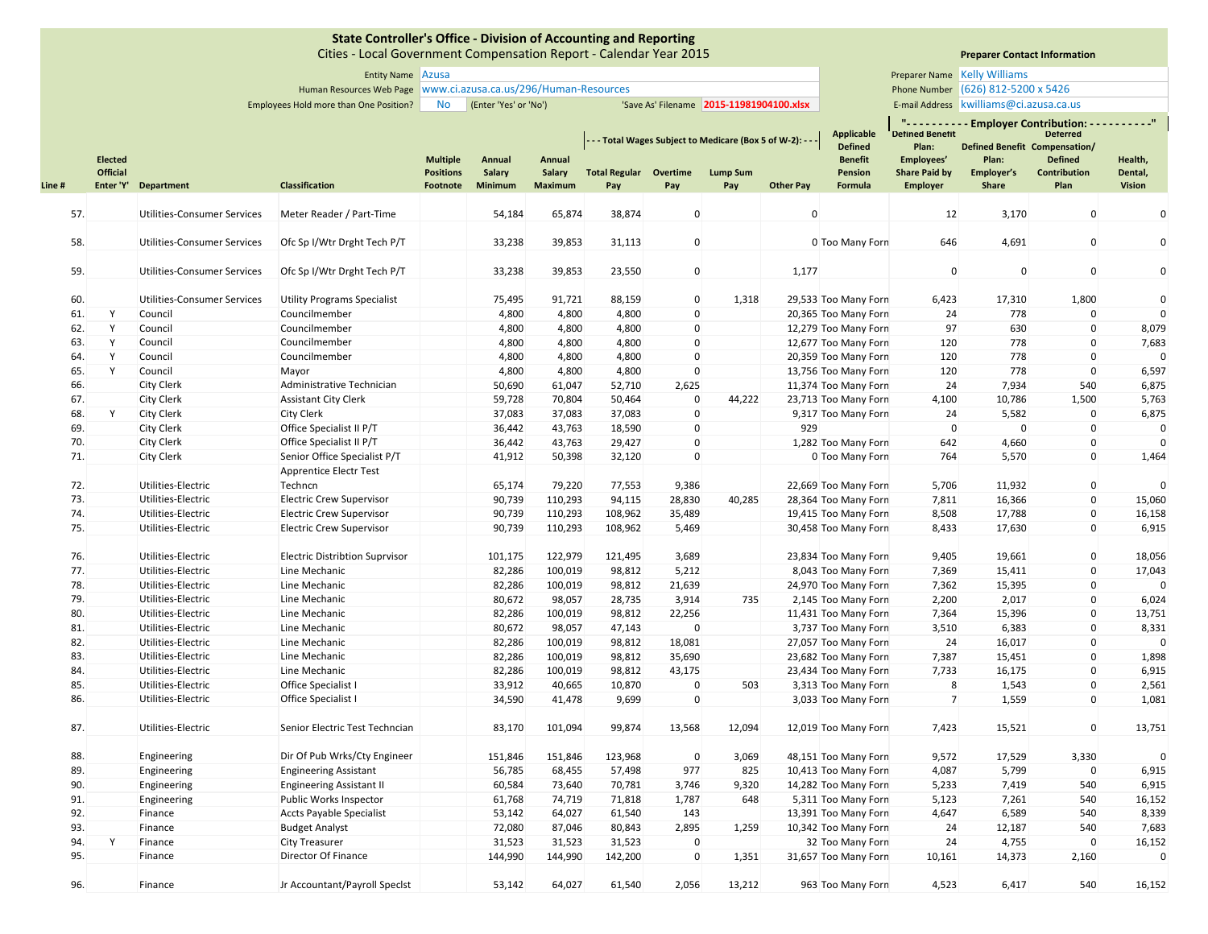**State Controller's Office - Division of Accounting and Reporting**
Cities - Local Government Compensation Report - Calendar Year 2015

Entity Name: Azusa
Human Resources Web Page: www.ci.azusa.ca.us/296/Human-Resources
Employees Hold more than One Position? No (Enter 'Yes' or 'No')
'Save As' Filename: 2015-11981904100.xlsx

**Preparer Contact Information**
Preparer Name: Kelly Williams
Phone Number: (626) 812-5200 x 5426
E-mail Address: kwilliams@ci.azusa.ca.us

| Line # | Elected Official Enter 'Y' | Department | Classification | Multiple Positions Footnote | Annual Salary Minimum | Annual Salary Maximum | Total Regular Pay (Total Wages Subject to Medicare (Box 5 of W-2)) | Overtime Pay | Lump Sum Pay | Other Pay | Applicable Defined Benefit Pension Formula | Defined Benefit Plan: Employees' Share Paid by Employer (Employer Contribution) | Defined Benefit Plan: Employer's Share | Deferred Compensation/ Defined Contribution Plan | Health, Dental, Vision |
|---|---|---|---|---|---|---|---|---|---|---|---|---|---|---|---|
| 57. | | Utilities-Consumer Services | Meter Reader / Part-Time | | 54,184 | 65,874 | 38,874 | 0 | | 0 | | 12 | 3,170 | 0 | 0 |
| 58. | | Utilities-Consumer Services | Ofc Sp I/Wtr Drght Tech P/T | | 33,238 | 39,853 | 31,113 | 0 | | 0 | Too Many Forn | 646 | 4,691 | 0 | 0 |
| 59. | | Utilities-Consumer Services | Ofc Sp I/Wtr Drght Tech P/T | | 33,238 | 39,853 | 23,550 | 0 | | 1,177 | | 0 | 0 | 0 | 0 |
| 60. | | Utilities-Consumer Services | Utility Programs Specialist | | 75,495 | 91,721 | 88,159 | 0 | 1,318 | 29,533 | Too Many Forn | 6,423 | 17,310 | 1,800 | 0 |
| 61. | Y | Council | Councilmember | | 4,800 | 4,800 | 4,800 | 0 | | 20,365 | Too Many Forn | 24 | 778 | 0 | 0 |
| 62. | Y | Council | Councilmember | | 4,800 | 4,800 | 4,800 | 0 | | 12,279 | Too Many Forn | 97 | 630 | 0 | 8,079 |
| 63. | Y | Council | Councilmember | | 4,800 | 4,800 | 4,800 | 0 | | 12,677 | Too Many Forn | 120 | 778 | 0 | 7,683 |
| 64. | Y | Council | Councilmember | | 4,800 | 4,800 | 4,800 | 0 | | 20,359 | Too Many Forn | 120 | 778 | 0 | 0 |
| 65. | Y | Council | Mayor | | 4,800 | 4,800 | 4,800 | 0 | | 13,756 | Too Many Forn | 120 | 778 | 0 | 6,597 |
| 66. | | City Clerk | Administrative Technician | | 50,690 | 61,047 | 52,710 | 2,625 | | 11,374 | Too Many Forn | 24 | 7,934 | 540 | 6,875 |
| 67. | | City Clerk | Assistant City Clerk | | 59,728 | 70,804 | 50,464 | 0 | 44,222 | 23,713 | Too Many Forn | 4,100 | 10,786 | 1,500 | 5,763 |
| 68. | Y | City Clerk | City Clerk | | 37,083 | 37,083 | 37,083 | 0 | | 9,317 | Too Many Forn | 24 | 5,582 | 0 | 6,875 |
| 69. | | City Clerk | Office Specialist II P/T | | 36,442 | 43,763 | 18,590 | 0 | | 929 | | 0 | 0 | 0 | 0 |
| 70. | | City Clerk | Office Specialist II P/T | | 36,442 | 43,763 | 29,427 | 0 | | 1,282 | Too Many Forn | 642 | 4,660 | 0 | 0 |
| 71. | | City Clerk | Senior Office Specialist P/T | | 41,912 | 50,398 | 32,120 | 0 | | 0 | Too Many Forn | 764 | 5,570 | 0 | 1,464 |
| 72. | | Utilities-Electric | Apprentice Electr Test Techncn | | 65,174 | 79,220 | 77,553 | 9,386 | | 22,669 | Too Many Forn | 5,706 | 11,932 | 0 | 0 |
| 73. | | Utilities-Electric | Electric Crew Supervisor | | 90,739 | 110,293 | 94,115 | 28,830 | 40,285 | 28,364 | Too Many Forn | 7,811 | 16,366 | 0 | 15,060 |
| 74. | | Utilities-Electric | Electric Crew Supervisor | | 90,739 | 110,293 | 108,962 | 35,489 | | 19,415 | Too Many Forn | 8,508 | 17,788 | 0 | 16,158 |
| 75. | | Utilities-Electric | Electric Crew Supervisor | | 90,739 | 110,293 | 108,962 | 5,469 | | 30,458 | Too Many Forn | 8,433 | 17,630 | 0 | 6,915 |
| 76. | | Utilities-Electric | Electric Distribtion Suprvisor | | 101,175 | 122,979 | 121,495 | 3,689 | | 23,834 | Too Many Forn | 9,405 | 19,661 | 0 | 18,056 |
| 77. | | Utilities-Electric | Line Mechanic | | 82,286 | 100,019 | 98,812 | 5,212 | | 8,043 | Too Many Forn | 7,369 | 15,411 | 0 | 17,043 |
| 78. | | Utilities-Electric | Line Mechanic | | 82,286 | 100,019 | 98,812 | 21,639 | | 24,970 | Too Many Forn | 7,362 | 15,395 | 0 | 0 |
| 79. | | Utilities-Electric | Line Mechanic | | 80,672 | 98,057 | 28,735 | 3,914 | 735 | 2,145 | Too Many Forn | 2,200 | 2,017 | 0 | 6,024 |
| 80. | | Utilities-Electric | Line Mechanic | | 82,286 | 100,019 | 98,812 | 22,256 | | 11,431 | Too Many Forn | 7,364 | 15,396 | 0 | 13,751 |
| 81. | | Utilities-Electric | Line Mechanic | | 80,672 | 98,057 | 47,143 | 0 | | 3,737 | Too Many Forn | 3,510 | 6,383 | 0 | 8,331 |
| 82. | | Utilities-Electric | Line Mechanic | | 82,286 | 100,019 | 98,812 | 18,081 | | 27,057 | Too Many Forn | 24 | 16,017 | 0 | 0 |
| 83. | | Utilities-Electric | Line Mechanic | | 82,286 | 100,019 | 98,812 | 35,690 | | 23,682 | Too Many Forn | 7,387 | 15,451 | 0 | 1,898 |
| 84. | | Utilities-Electric | Line Mechanic | | 82,286 | 100,019 | 98,812 | 43,175 | | 23,434 | Too Many Forn | 7,733 | 16,175 | 0 | 6,915 |
| 85. | | Utilities-Electric | Office Specialist I | | 33,912 | 40,665 | 10,870 | 0 | 503 | 3,313 | Too Many Forn | 8 | 1,543 | 0 | 2,561 |
| 86. | | Utilities-Electric | Office Specialist I | | 34,590 | 41,478 | 9,699 | 0 | | 3,033 | Too Many Forn | 7 | 1,559 | 0 | 1,081 |
| 87. | | Utilities-Electric | Senior Electric Test Techncian | | 83,170 | 101,094 | 99,874 | 13,568 | 12,094 | 12,019 | Too Many Forn | 7,423 | 15,521 | 0 | 13,751 |
| 88. | | Engineering | Dir Of Pub Wrks/Cty Engineer | | 151,846 | 151,846 | 123,968 | 0 | 3,069 | 48,151 | Too Many Forn | 9,572 | 17,529 | 3,330 | 0 |
| 89. | | Engineering | Engineering Assistant | | 56,785 | 68,455 | 57,498 | 977 | 825 | 10,413 | Too Many Forn | 4,087 | 5,799 | 0 | 6,915 |
| 90. | | Engineering | Engineering Assistant II | | 60,584 | 73,640 | 70,781 | 3,746 | 9,320 | 14,282 | Too Many Forn | 5,233 | 7,419 | 540 | 6,915 |
| 91. | | Engineering | Public Works Inspector | | 61,768 | 74,719 | 71,818 | 1,787 | 648 | 5,311 | Too Many Forn | 5,123 | 7,261 | 540 | 16,152 |
| 92. | | Finance | Accts Payable Specialist | | 53,142 | 64,027 | 61,540 | 143 | | 13,391 | Too Many Forn | 4,647 | 6,589 | 540 | 8,339 |
| 93. | | Finance | Budget Analyst | | 72,080 | 87,046 | 80,843 | 2,895 | 1,259 | 10,342 | Too Many Forn | 24 | 12,187 | 540 | 7,683 |
| 94. | Y | Finance | City Treasurer | | 31,523 | 31,523 | 31,523 | 0 | | 32 | Too Many Forn | 24 | 4,755 | 0 | 16,152 |
| 95. | | Finance | Director Of Finance | | 144,990 | 144,990 | 142,200 | 0 | 1,351 | 31,657 | Too Many Forn | 10,161 | 14,373 | 2,160 | 0 |
| 96. | | Finance | Jr Accountant/Payroll Speclst | | 53,142 | 64,027 | 61,540 | 2,056 | 13,212 | 963 | Too Many Forn | 4,523 | 6,417 | 540 | 16,152 |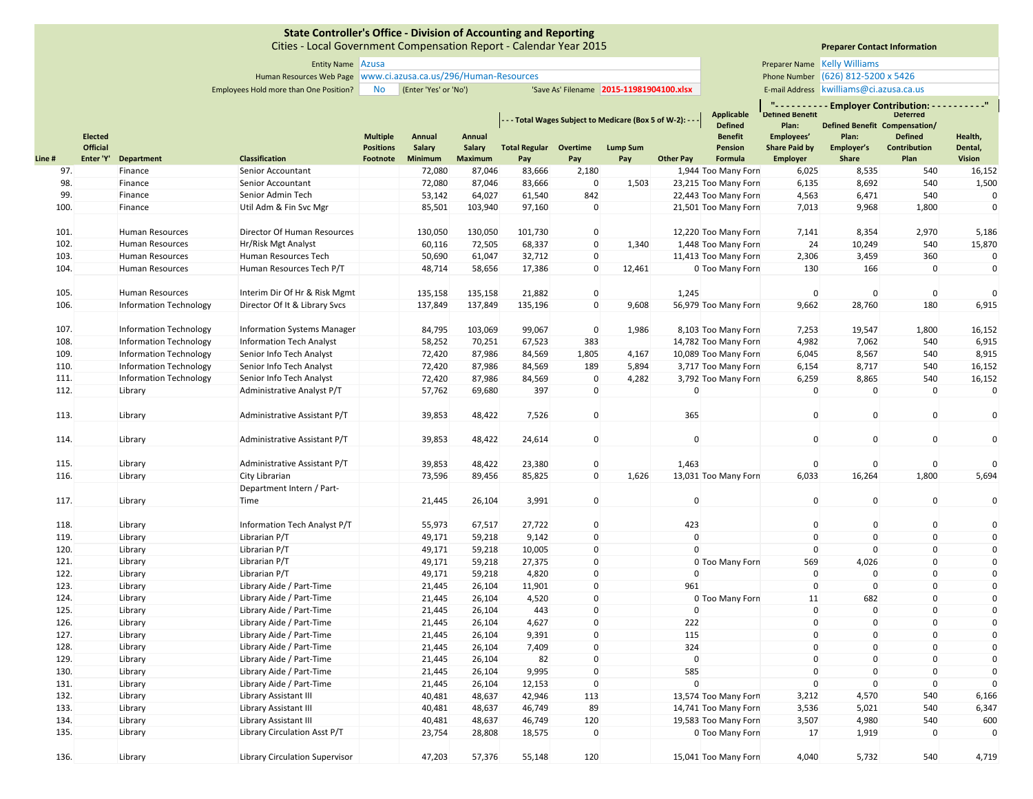**State Controller's Office - Division of Accounting and Reporting**
Cities - Local Government Compensation Report - Calendar Year 2015

Entity Name: Azusa
Human Resources Web Page: www.ci.azusa.ca.us/296/Human-Resources
Employees Hold more than One Position? No (Enter 'Yes' or 'No')
'Save As' Filename: 2015-11981904100.xlsx

**Preparer Contact Information**
Preparer Name: Kelly Williams
Phone Number: (626) 812-5200 x 5426
E-mail Address: kwilliams@ci.azusa.ca.us

| Line # | Elected Official Enter 'Y' | Department | Classification | Multiple Positions Footnote | Annual Salary Minimum | Annual Salary Maximum | Total Regular Pay | Overtime Pay | Lump Sum Pay | Other Pay | Applicable Defined Benefit Pension Formula | Defined Benefit Plan: Employees' Share Paid by Employer | Defined Benefit Plan: Employer's Share | Deferred Compensation/ Defined Contribution Plan | Health, Dental, Vision |
|---|---|---|---|---|---|---|---|---|---|---|---|---|---|---|---|
| | | | | | | | - - - Total Wages Subject to Medicare (Box 5 of W-2): - - - | | | | | "- - - - - - - - - - Employer Contribution: - - - - - - - - - -" | | | |
| 97. | | Finance | Senior Accountant | | 72,080 | 87,046 | 83,666 | 2,180 | | 1,944 | Too Many Forn | 6,025 | 8,535 | 540 | 16,152 |
| 98. | | Finance | Senior Accountant | | 72,080 | 87,046 | 83,666 | 0 | 1,503 | 23,215 | Too Many Forn | 6,135 | 8,692 | 540 | 1,500 |
| 99. | | Finance | Senior Admin Tech | | 53,142 | 64,027 | 61,540 | 842 | | 22,443 | Too Many Forn | 4,563 | 6,471 | 540 | 0 |
| 100. | | Finance | Util Adm & Fin Svc Mgr | | 85,501 | 103,940 | 97,160 | 0 | | 21,501 | Too Many Forn | 7,013 | 9,968 | 1,800 | 0 |
| 101. | | Human Resources | Director Of Human Resources | | 130,050 | 130,050 | 101,730 | 0 | | 12,220 | Too Many Forn | 7,141 | 8,354 | 2,970 | 5,186 |
| 102. | | Human Resources | Hr/Risk Mgt Analyst | | 60,116 | 72,505 | 68,337 | 0 | 1,340 | 1,448 | Too Many Forn | 24 | 10,249 | 540 | 15,870 |
| 103. | | Human Resources | Human Resources Tech | | 50,690 | 61,047 | 32,712 | 0 | | 11,413 | Too Many Forn | 2,306 | 3,459 | 360 | 0 |
| 104. | | Human Resources | Human Resources Tech P/T | | 48,714 | 58,656 | 17,386 | 0 | 12,461 | 0 | Too Many Forn | 130 | 166 | 0 | 0 |
| 105. | | Human Resources | Interim Dir Of Hr & Risk Mgmt | | 135,158 | 135,158 | 21,882 | 0 | | 1,245 | | 0 | 0 | 0 | 0 |
| 106. | | Information Technology | Director Of It & Library Svcs | | 137,849 | 137,849 | 135,196 | 0 | 9,608 | 56,979 | Too Many Forn | 9,662 | 28,760 | 180 | 6,915 |
| 107. | | Information Technology | Information Systems Manager | | 84,795 | 103,069 | 99,067 | 0 | 1,986 | 8,103 | Too Many Forn | 7,253 | 19,547 | 1,800 | 16,152 |
| 108. | | Information Technology | Information Tech Analyst | | 58,252 | 70,251 | 67,523 | 383 | | 14,782 | Too Many Forn | 4,982 | 7,062 | 540 | 6,915 |
| 109. | | Information Technology | Senior Info Tech Analyst | | 72,420 | 87,986 | 84,569 | 1,805 | 4,167 | 10,089 | Too Many Forn | 6,045 | 8,567 | 540 | 8,915 |
| 110. | | Information Technology | Senior Info Tech Analyst | | 72,420 | 87,986 | 84,569 | 189 | 5,894 | 3,717 | Too Many Forn | 6,154 | 8,717 | 540 | 16,152 |
| 111. | | Information Technology | Senior Info Tech Analyst | | 72,420 | 87,986 | 84,569 | 0 | 4,282 | 3,792 | Too Many Forn | 6,259 | 8,865 | 540 | 16,152 |
| 112. | | Library | Administrative Analyst P/T | | 57,762 | 69,680 | 397 | 0 | | 0 | | 0 | 0 | 0 | 0 |
| 113. | | Library | Administrative Assistant P/T | | 39,853 | 48,422 | 7,526 | 0 | | 365 | | 0 | 0 | 0 | 0 |
| 114. | | Library | Administrative Assistant P/T | | 39,853 | 48,422 | 24,614 | 0 | | 0 | | 0 | 0 | 0 | 0 |
| 115. | | Library | Administrative Assistant P/T | | 39,853 | 48,422 | 23,380 | 0 | | 1,463 | | 0 | 0 | 0 | 0 |
| 116. | | Library | City Librarian | | 73,596 | 89,456 | 85,825 | 0 | 1,626 | 13,031 | Too Many Forn | 6,033 | 16,264 | 1,800 | 5,694 |
| 117. | | Library | Department Intern / Part-Time | | 21,445 | 26,104 | 3,991 | 0 | | 0 | | 0 | 0 | 0 | 0 |
| 118. | | Library | Information Tech Analyst P/T | | 55,973 | 67,517 | 27,722 | 0 | | 423 | | 0 | 0 | 0 | 0 |
| 119. | | Library | Librarian P/T | | 49,171 | 59,218 | 9,142 | 0 | | 0 | | 0 | 0 | 0 | 0 |
| 120. | | Library | Librarian P/T | | 49,171 | 59,218 | 10,005 | 0 | | 0 | | 0 | 0 | 0 | 0 |
| 121. | | Library | Librarian P/T | | 49,171 | 59,218 | 27,375 | 0 | | 0 | Too Many Forn | 569 | 4,026 | 0 | 0 |
| 122. | | Library | Librarian P/T | | 49,171 | 59,218 | 4,820 | 0 | | 0 | | 0 | 0 | 0 | 0 |
| 123. | | Library | Library Aide / Part-Time | | 21,445 | 26,104 | 11,901 | 0 | | 961 | | 0 | 0 | 0 | 0 |
| 124. | | Library | Library Aide / Part-Time | | 21,445 | 26,104 | 4,520 | 0 | | 0 | Too Many Forn | 11 | 682 | 0 | 0 |
| 125. | | Library | Library Aide / Part-Time | | 21,445 | 26,104 | 443 | 0 | | 0 | | 0 | 0 | 0 | 0 |
| 126. | | Library | Library Aide / Part-Time | | 21,445 | 26,104 | 4,627 | 0 | | 222 | | 0 | 0 | 0 | 0 |
| 127. | | Library | Library Aide / Part-Time | | 21,445 | 26,104 | 9,391 | 0 | | 115 | | 0 | 0 | 0 | 0 |
| 128. | | Library | Library Aide / Part-Time | | 21,445 | 26,104 | 7,409 | 0 | | 324 | | 0 | 0 | 0 | 0 |
| 129. | | Library | Library Aide / Part-Time | | 21,445 | 26,104 | 82 | 0 | | 0 | | 0 | 0 | 0 | 0 |
| 130. | | Library | Library Aide / Part-Time | | 21,445 | 26,104 | 9,995 | 0 | | 585 | | 0 | 0 | 0 | 0 |
| 131. | | Library | Library Aide / Part-Time | | 21,445 | 26,104 | 12,153 | 0 | | 0 | | 0 | 0 | 0 | 0 |
| 132. | | Library | Library Assistant III | | 40,481 | 48,637 | 42,946 | 113 | | 13,574 | Too Many Forn | 3,212 | 4,570 | 540 | 6,166 |
| 133. | | Library | Library Assistant III | | 40,481 | 48,637 | 46,749 | 89 | | 14,741 | Too Many Forn | 3,536 | 5,021 | 540 | 6,347 |
| 134. | | Library | Library Assistant III | | 40,481 | 48,637 | 46,749 | 120 | | 19,583 | Too Many Forn | 3,507 | 4,980 | 540 | 600 |
| 135. | | Library | Library Circulation Asst P/T | | 23,754 | 28,808 | 18,575 | 0 | | 0 | Too Many Forn | 17 | 1,919 | 0 | 0 |
| 136. | | Library | Library Circulation Supervisor | | 47,203 | 57,376 | 55,148 | 120 | | 15,041 | Too Many Forn | 4,040 | 5,732 | 540 | 4,719 |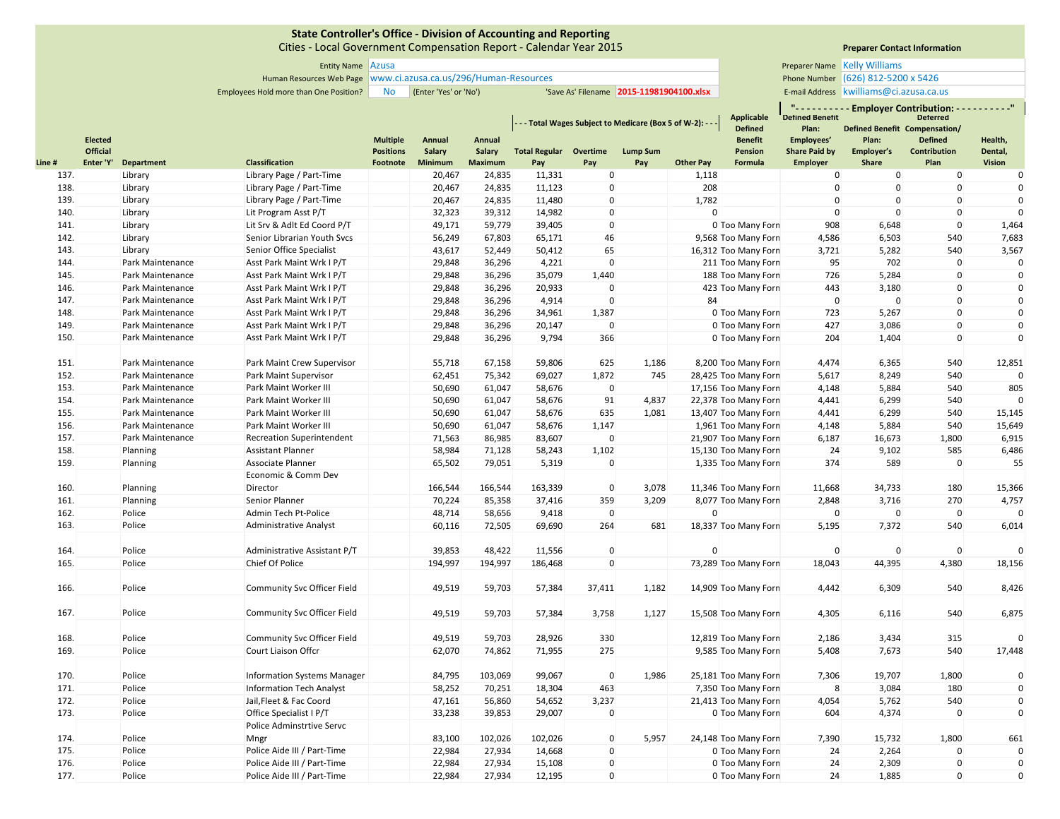**State Controller's Office - Division of Accounting and Reporting**
Cities - Local Government Compensation Report - Calendar Year 2015

Entity Name: Azusa
Human Resources Web Page: www.ci.azusa.ca.us/296/Human-Resources
Employees Hold more than One Position? No (Enter 'Yes' or 'No')
'Save As' Filename: 2015-11981904100.xlsx

**Preparer Contact Information**
Preparer Name: Kelly Williams
Phone Number: (626) 812-5200 x 5426
E-mail Address: kwilliams@ci.azusa.ca.us

| Line # | Elected Official Enter 'Y' | Department | Classification | Multiple Positions Footnote | Annual Salary Minimum | Annual Salary Maximum | Total Wages Subject to Medicare (Box 5 of W-2): Total Regular Pay | Overtime Pay | Lump Sum Pay | Other Pay | Applicable Defined Benefit Pension Formula | Employer Contribution: Defined Benefit Plan: Employees' Share Paid by Employer | Defined Benefit Plan: Employer's Share | Deferred Compensation/ Defined Contribution Plan | Health, Dental, Vision |
|---|---|---|---|---|---|---|---|---|---|---|---|---|---|---|---|
| 137. | | Library | Library Page / Part-Time | | 20,467 | 24,835 | 11,331 | 0 | | 1,118 | | 0 | 0 | 0 | 0 |
| 138. | | Library | Library Page / Part-Time | | 20,467 | 24,835 | 11,123 | 0 | | 208 | | 0 | 0 | 0 | 0 |
| 139. | | Library | Library Page / Part-Time | | 20,467 | 24,835 | 11,480 | 0 | | 1,782 | | 0 | 0 | 0 | 0 |
| 140. | | Library | Lit Program Asst P/T | | 32,323 | 39,312 | 14,982 | 0 | | 0 | | 0 | 0 | 0 | 0 |
| 141. | | Library | Lit Srv & Adlt Ed Coord P/T | | 49,171 | 59,779 | 39,405 | 0 | | 0 | Too Many Forn | 908 | 6,648 | 0 | 1,464 |
| 142. | | Library | Senior Librarian Youth Svcs | | 56,249 | 67,803 | 65,171 | 46 | | 9,568 | Too Many Forn | 4,586 | 6,503 | 540 | 7,683 |
| 143. | | Library | Senior Office Specialist | | 43,617 | 52,449 | 50,412 | 65 | | 16,312 | Too Many Forn | 3,721 | 5,282 | 540 | 3,567 |
| 144. | | Park Maintenance | Asst Park Maint Wrk I P/T | | 29,848 | 36,296 | 4,221 | 0 | | 211 | Too Many Forn | 95 | 702 | 0 | 0 |
| 145. | | Park Maintenance | Asst Park Maint Wrk I P/T | | 29,848 | 36,296 | 35,079 | 1,440 | | 188 | Too Many Forn | 726 | 5,284 | 0 | 0 |
| 146. | | Park Maintenance | Asst Park Maint Wrk I P/T | | 29,848 | 36,296 | 20,933 | 0 | | 423 | Too Many Forn | 443 | 3,180 | 0 | 0 |
| 147. | | Park Maintenance | Asst Park Maint Wrk I P/T | | 29,848 | 36,296 | 4,914 | 0 | | 84 | | 0 | 0 | 0 | 0 |
| 148. | | Park Maintenance | Asst Park Maint Wrk I P/T | | 29,848 | 36,296 | 34,961 | 1,387 | | 0 | Too Many Forn | 723 | 5,267 | 0 | 0 |
| 149. | | Park Maintenance | Asst Park Maint Wrk I P/T | | 29,848 | 36,296 | 20,147 | 0 | | 0 | Too Many Forn | 427 | 3,086 | 0 | 0 |
| 150. | | Park Maintenance | Asst Park Maint Wrk I P/T | | 29,848 | 36,296 | 9,794 | 366 | | 0 | Too Many Forn | 204 | 1,404 | 0 | 0 |
| 151. | | Park Maintenance | Park Maint Crew Supervisor | | 55,718 | 67,158 | 59,806 | 625 | 1,186 | 8,200 | Too Many Forn | 4,474 | 6,365 | 540 | 12,851 |
| 152. | | Park Maintenance | Park Maint Supervisor | | 62,451 | 75,342 | 69,027 | 1,872 | 745 | 28,425 | Too Many Forn | 5,617 | 8,249 | 540 | 0 |
| 153. | | Park Maintenance | Park Maint Worker III | | 50,690 | 61,047 | 58,676 | 0 | | 17,156 | Too Many Forn | 4,148 | 5,884 | 540 | 805 |
| 154. | | Park Maintenance | Park Maint Worker III | | 50,690 | 61,047 | 58,676 | 91 | 4,837 | 22,378 | Too Many Forn | 4,441 | 6,299 | 540 | 0 |
| 155. | | Park Maintenance | Park Maint Worker III | | 50,690 | 61,047 | 58,676 | 635 | 1,081 | 13,407 | Too Many Forn | 4,441 | 6,299 | 540 | 15,145 |
| 156. | | Park Maintenance | Park Maint Worker III | | 50,690 | 61,047 | 58,676 | 1,147 | | 1,961 | Too Many Forn | 4,148 | 5,884 | 540 | 15,649 |
| 157. | | Park Maintenance | Recreation Superintendent | | 71,563 | 86,985 | 83,607 | 0 | | 21,907 | Too Many Forn | 6,187 | 16,673 | 1,800 | 6,915 |
| 158. | | Planning | Assistant Planner | | 58,984 | 71,128 | 58,243 | 1,102 | | 15,130 | Too Many Forn | 24 | 9,102 | 585 | 6,486 |
| 159. | | Planning | Associate Planner | | 65,502 | 79,051 | 5,319 | 0 | | 1,335 | Too Many Forn | 374 | 589 | 0 | 55 |
| 160. | | Planning | Economic & Comm Dev Director | | 166,544 | 166,544 | 163,339 | 0 | 3,078 | 11,346 | Too Many Forn | 11,668 | 34,733 | 180 | 15,366 |
| 161. | | Planning | Senior Planner | | 70,224 | 85,358 | 37,416 | 359 | 3,209 | 8,077 | Too Many Forn | 2,848 | 3,716 | 270 | 4,757 |
| 162. | | Police | Admin Tech Pt-Police | | 48,714 | 58,656 | 9,418 | 0 | | 0 | | 0 | 0 | 0 | 0 |
| 163. | | Police | Administrative Analyst | | 60,116 | 72,505 | 69,690 | 264 | 681 | 18,337 | Too Many Forn | 5,195 | 7,372 | 540 | 6,014 |
| 164. | | Police | Administrative Assistant P/T | | 39,853 | 48,422 | 11,556 | 0 | | 0 | | 0 | 0 | 0 | 0 |
| 165. | | Police | Chief Of Police | | 194,997 | 194,997 | 186,468 | 0 | | 73,289 | Too Many Forn | 18,043 | 44,395 | 4,380 | 18,156 |
| 166. | | Police | Community Svc Officer Field | | 49,519 | 59,703 | 57,384 | 37,411 | 1,182 | 14,909 | Too Many Forn | 4,442 | 6,309 | 540 | 8,426 |
| 167. | | Police | Community Svc Officer Field | | 49,519 | 59,703 | 57,384 | 3,758 | 1,127 | 15,508 | Too Many Forn | 4,305 | 6,116 | 540 | 6,875 |
| 168. | | Police | Community Svc Officer Field | | 49,519 | 59,703 | 28,926 | 330 | | 12,819 | Too Many Forn | 2,186 | 3,434 | 315 | 0 |
| 169. | | Police | Court Liaison Offcr | | 62,070 | 74,862 | 71,955 | 275 | | 9,585 | Too Many Forn | 5,408 | 7,673 | 540 | 17,448 |
| 170. | | Police | Information Systems Manager | | 84,795 | 103,069 | 99,067 | 0 | 1,986 | 25,181 | Too Many Forn | 7,306 | 19,707 | 1,800 | 0 |
| 171. | | Police | Information Tech Analyst | | 58,252 | 70,251 | 18,304 | 463 | | 7,350 | Too Many Forn | 8 | 3,084 | 180 | 0 |
| 172. | | Police | Jail,Fleet & Fac Coord | | 47,161 | 56,860 | 54,652 | 3,237 | | 21,413 | Too Many Forn | 4,054 | 5,762 | 540 | 0 |
| 173. | | Police | Office Specialist I P/T | | 33,238 | 39,853 | 29,007 | 0 | | 0 | Too Many Forn | 604 | 4,374 | 0 | 0 |
| 174. | | Police | Police Adminstrtive Servc Mngr | | 83,100 | 102,026 | 102,026 | 0 | 5,957 | 24,148 | Too Many Forn | 7,390 | 15,732 | 1,800 | 661 |
| 175. | | Police | Police Aide III / Part-Time | | 22,984 | 27,934 | 14,668 | 0 | | 0 | Too Many Forn | 24 | 2,264 | 0 | 0 |
| 176. | | Police | Police Aide III / Part-Time | | 22,984 | 27,934 | 15,108 | 0 | | 0 | Too Many Forn | 24 | 2,309 | 0 | 0 |
| 177. | | Police | Police Aide III / Part-Time | | 22,984 | 27,934 | 12,195 | 0 | | 0 | Too Many Forn | 24 | 1,885 | 0 | 0 |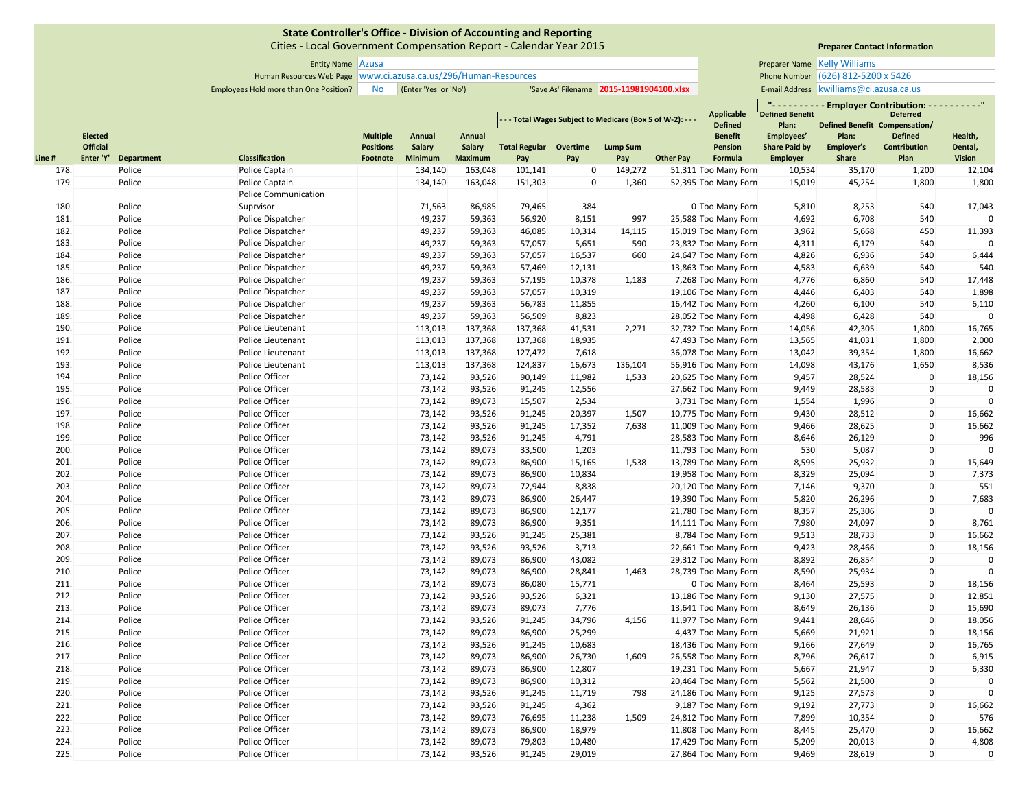**State Controller's Office - Division of Accounting and Reporting**
Cities - Local Government Compensation Report - Calendar Year 2015

Entity Name: Azusa
Human Resources Web Page: www.ci.azusa.ca.us/296/Human-Resources
Employees Hold more than One Position? No (Enter 'Yes' or 'No')
'Save As' Filename: 2015-11981904100.xlsx

**Preparer Contact Information**
Preparer Name: Kelly Williams
Phone Number: (626) 812-5200 x 5426
E-mail Address: kwilliams@ci.azusa.ca.us

| Line # | Elected Official Enter 'Y' | Department | Classification | Multiple Positions Footnote | Annual Salary Minimum | Annual Salary Maximum | Total Wages Subject to Medicare (Box 5 of W-2): Total Regular Pay | Overtime Pay | Lump Sum Pay | Other Pay | Applicable Defined Benefit Pension Formula | Employer Contribution: Defined Benefit Plan: Employees' Share Paid by Employer | Defined Benefit Plan: Employer's Share | Deferred Compensation/ Defined Contribution Plan | Health, Dental, Vision |
|---|---|---|---|---|---|---|---|---|---|---|---|---|---|---|---|
| 178. | | Police | Police Captain | | 134,140 | 163,048 | 101,141 | 0 | 149,272 | 51,311 | Too Many Forn | 10,534 | 35,170 | 1,200 | 12,104 |
| 179. | | Police | Police Captain | | 134,140 | 163,048 | 151,303 | 0 | 1,360 | 52,395 | Too Many Forn | 15,019 | 45,254 | 1,800 | 1,800 |
| 180. | | Police | Police Communication Supervisor | | 71,563 | 86,985 | 79,465 | 384 | | 0 | Too Many Forn | 5,810 | 8,253 | 540 | 17,043 |
| 181. | | Police | Police Dispatcher | | 49,237 | 59,363 | 56,920 | 8,151 | 997 | 25,588 | Too Many Forn | 4,692 | 6,708 | 540 | 0 |
| 182. | | Police | Police Dispatcher | | 49,237 | 59,363 | 46,085 | 10,314 | 14,115 | 15,019 | Too Many Forn | 3,962 | 5,668 | 450 | 11,393 |
| 183. | | Police | Police Dispatcher | | 49,237 | 59,363 | 57,057 | 5,651 | 590 | 23,832 | Too Many Forn | 4,311 | 6,179 | 540 | 0 |
| 184. | | Police | Police Dispatcher | | 49,237 | 59,363 | 57,057 | 16,537 | 660 | 24,647 | Too Many Forn | 4,826 | 6,936 | 540 | 6,444 |
| 185. | | Police | Police Dispatcher | | 49,237 | 59,363 | 57,469 | 12,131 | | 13,863 | Too Many Forn | 4,583 | 6,639 | 540 | 540 |
| 186. | | Police | Police Dispatcher | | 49,237 | 59,363 | 57,195 | 10,378 | 1,183 | 7,268 | Too Many Forn | 4,776 | 6,860 | 540 | 17,448 |
| 187. | | Police | Police Dispatcher | | 49,237 | 59,363 | 57,057 | 10,319 | | 19,106 | Too Many Forn | 4,446 | 6,403 | 540 | 1,898 |
| 188. | | Police | Police Dispatcher | | 49,237 | 59,363 | 56,783 | 11,855 | | 16,442 | Too Many Forn | 4,260 | 6,100 | 540 | 6,110 |
| 189. | | Police | Police Dispatcher | | 49,237 | 59,363 | 56,509 | 8,823 | | 28,052 | Too Many Forn | 4,498 | 6,428 | 540 | 0 |
| 190. | | Police | Police Lieutenant | | 113,013 | 137,368 | 137,368 | 41,531 | 2,271 | 32,732 | Too Many Forn | 14,056 | 42,305 | 1,800 | 16,765 |
| 191. | | Police | Police Lieutenant | | 113,013 | 137,368 | 137,368 | 18,935 | | 47,493 | Too Many Forn | 13,565 | 41,031 | 1,800 | 2,000 |
| 192. | | Police | Police Lieutenant | | 113,013 | 137,368 | 127,472 | 7,618 | | 36,078 | Too Many Forn | 13,042 | 39,354 | 1,800 | 16,662 |
| 193. | | Police | Police Lieutenant | | 113,013 | 137,368 | 124,837 | 16,673 | 136,104 | 56,916 | Too Many Forn | 14,098 | 43,176 | 1,650 | 8,536 |
| 194. | | Police | Police Officer | | 73,142 | 93,526 | 90,149 | 11,982 | 1,533 | 20,625 | Too Many Forn | 9,457 | 28,524 | 0 | 18,156 |
| 195. | | Police | Police Officer | | 73,142 | 93,526 | 91,245 | 12,556 | | 27,662 | Too Many Forn | 9,449 | 28,583 | 0 | 0 |
| 196. | | Police | Police Officer | | 73,142 | 89,073 | 15,507 | 2,534 | | 3,731 | Too Many Forn | 1,554 | 1,996 | 0 | 0 |
| 197. | | Police | Police Officer | | 73,142 | 93,526 | 91,245 | 20,397 | 1,507 | 10,775 | Too Many Forn | 9,430 | 28,512 | 0 | 16,662 |
| 198. | | Police | Police Officer | | 73,142 | 93,526 | 91,245 | 17,352 | 7,638 | 11,009 | Too Many Forn | 9,466 | 28,625 | 0 | 16,662 |
| 199. | | Police | Police Officer | | 73,142 | 93,526 | 91,245 | 4,791 | | 28,583 | Too Many Forn | 8,646 | 26,129 | 0 | 996 |
| 200. | | Police | Police Officer | | 73,142 | 89,073 | 33,500 | 1,203 | | 11,793 | Too Many Forn | 530 | 5,087 | 0 | 0 |
| 201. | | Police | Police Officer | | 73,142 | 89,073 | 86,900 | 15,165 | 1,538 | 13,789 | Too Many Forn | 8,595 | 25,932 | 0 | 15,649 |
| 202. | | Police | Police Officer | | 73,142 | 89,073 | 86,900 | 10,834 | | 19,958 | Too Many Forn | 8,329 | 25,094 | 0 | 7,373 |
| 203. | | Police | Police Officer | | 73,142 | 89,073 | 72,944 | 8,838 | | 20,120 | Too Many Forn | 7,146 | 9,370 | 0 | 551 |
| 204. | | Police | Police Officer | | 73,142 | 89,073 | 86,900 | 26,447 | | 19,390 | Too Many Forn | 5,820 | 26,296 | 0 | 7,683 |
| 205. | | Police | Police Officer | | 73,142 | 89,073 | 86,900 | 12,177 | | 21,780 | Too Many Forn | 8,357 | 25,306 | 0 | 0 |
| 206. | | Police | Police Officer | | 73,142 | 89,073 | 86,900 | 9,351 | | 14,111 | Too Many Forn | 7,980 | 24,097 | 0 | 8,761 |
| 207. | | Police | Police Officer | | 73,142 | 93,526 | 91,245 | 25,381 | | 8,784 | Too Many Forn | 9,513 | 28,733 | 0 | 16,662 |
| 208. | | Police | Police Officer | | 73,142 | 93,526 | 93,526 | 3,713 | | 22,661 | Too Many Forn | 9,423 | 28,466 | 0 | 18,156 |
| 209. | | Police | Police Officer | | 73,142 | 89,073 | 86,900 | 43,082 | | 29,312 | Too Many Forn | 8,892 | 26,854 | 0 | 0 |
| 210. | | Police | Police Officer | | 73,142 | 89,073 | 86,900 | 28,841 | 1,463 | 28,739 | Too Many Forn | 8,590 | 25,934 | 0 | 0 |
| 211. | | Police | Police Officer | | 73,142 | 89,073 | 86,080 | 15,771 | | 0 | Too Many Forn | 8,464 | 25,593 | 0 | 18,156 |
| 212. | | Police | Police Officer | | 73,142 | 93,526 | 93,526 | 6,321 | | 13,186 | Too Many Forn | 9,130 | 27,575 | 0 | 12,851 |
| 213. | | Police | Police Officer | | 73,142 | 89,073 | 89,073 | 7,776 | | 13,641 | Too Many Forn | 8,649 | 26,136 | 0 | 15,690 |
| 214. | | Police | Police Officer | | 73,142 | 93,526 | 91,245 | 34,796 | 4,156 | 11,977 | Too Many Forn | 9,441 | 28,646 | 0 | 18,056 |
| 215. | | Police | Police Officer | | 73,142 | 89,073 | 86,900 | 25,299 | | 4,437 | Too Many Forn | 5,669 | 21,921 | 0 | 18,156 |
| 216. | | Police | Police Officer | | 73,142 | 93,526 | 91,245 | 10,683 | | 18,436 | Too Many Forn | 9,166 | 27,649 | 0 | 16,765 |
| 217. | | Police | Police Officer | | 73,142 | 89,073 | 86,900 | 26,730 | 1,609 | 26,558 | Too Many Forn | 8,796 | 26,617 | 0 | 6,915 |
| 218. | | Police | Police Officer | | 73,142 | 89,073 | 86,900 | 12,807 | | 19,231 | Too Many Forn | 5,667 | 21,947 | 0 | 6,330 |
| 219. | | Police | Police Officer | | 73,142 | 89,073 | 86,900 | 10,312 | | 20,464 | Too Many Forn | 5,562 | 21,500 | 0 | 0 |
| 220. | | Police | Police Officer | | 73,142 | 93,526 | 91,245 | 11,719 | 798 | 24,186 | Too Many Forn | 9,125 | 27,573 | 0 | 0 |
| 221. | | Police | Police Officer | | 73,142 | 93,526 | 91,245 | 4,362 | | 9,187 | Too Many Forn | 9,192 | 27,773 | 0 | 16,662 |
| 222. | | Police | Police Officer | | 73,142 | 89,073 | 76,695 | 11,238 | 1,509 | 24,812 | Too Many Forn | 7,899 | 10,354 | 0 | 576 |
| 223. | | Police | Police Officer | | 73,142 | 89,073 | 86,900 | 18,979 | | 11,808 | Too Many Forn | 8,445 | 25,470 | 0 | 16,662 |
| 224. | | Police | Police Officer | | 73,142 | 89,073 | 79,803 | 10,480 | | 17,429 | Too Many Forn | 5,209 | 20,013 | 0 | 4,808 |
| 225. | | Police | Police Officer | | 73,142 | 93,526 | 91,245 | 29,019 | | 27,864 | Too Many Forn | 9,469 | 28,619 | 0 | 0 |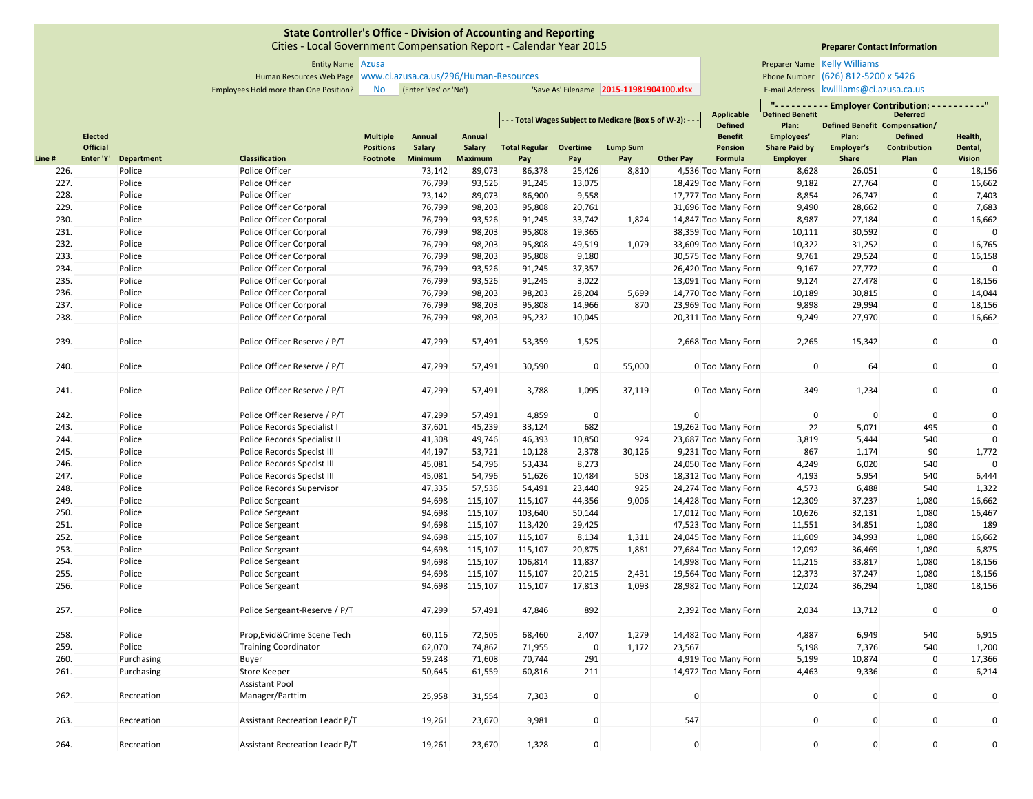**State Controller's Office - Division of Accounting and Reporting**
Cities - Local Government Compensation Report - Calendar Year 2015

Entity Name: Azusa
Human Resources Web Page: www.ci.azusa.ca.us/296/Human-Resources
Employees Hold more than One Position?: No (Enter 'Yes' or 'No')
'Save As' Filename: 2015-11981904100.xlsx

**Preparer Contact Information**
Preparer Name: Kelly Williams
Phone Number: (626) 812-5200 x 5426
E-mail Address: kwilliams@ci.azusa.ca.us

| Line # | Elected Official Enter 'Y' | Department | Classification | Multiple Positions Footnote | Annual Salary Minimum | Annual Salary Maximum | - - - Total Wages Subject to Medicare (Box 5 of W-2): - - - Total Regular Pay | Overtime Pay | Lump Sum Pay | Other Pay | Applicable Defined Benefit Pension Formula | "- - - - - - - - - - Employer Contribution: - - - - - - - - - -" Defined Benefit Plan: Employees' Share Paid by Employer | Defined Benefit Plan: Employer's Share | Deferred Compensation/ Defined Contribution Plan | Health, Dental, Vision |
|---|---|---|---|---|---|---|---|---|---|---|---|---|---|---|---|
| 226. | | Police | Police Officer | | 73,142 | 89,073 | 86,378 | 25,426 | 8,810 | 4,536 | Too Many Forn | 8,628 | 26,051 | 0 | 18,156 |
| 227. | | Police | Police Officer | | 76,799 | 93,526 | 91,245 | 13,075 | | 18,429 | Too Many Forn | 9,182 | 27,764 | 0 | 16,662 |
| 228. | | Police | Police Officer | | 73,142 | 89,073 | 86,900 | 9,558 | | 17,777 | Too Many Forn | 8,854 | 26,747 | 0 | 7,403 |
| 229. | | Police | Police Officer Corporal | | 76,799 | 98,203 | 95,808 | 20,761 | | 31,696 | Too Many Forn | 9,490 | 28,662 | 0 | 7,683 |
| 230. | | Police | Police Officer Corporal | | 76,799 | 93,526 | 91,245 | 33,742 | 1,824 | 14,847 | Too Many Forn | 8,987 | 27,184 | 0 | 16,662 |
| 231. | | Police | Police Officer Corporal | | 76,799 | 98,203 | 95,808 | 19,365 | | 38,359 | Too Many Forn | 10,111 | 30,592 | 0 | 0 |
| 232. | | Police | Police Officer Corporal | | 76,799 | 98,203 | 95,808 | 49,519 | 1,079 | 33,609 | Too Many Forn | 10,322 | 31,252 | 0 | 16,765 |
| 233. | | Police | Police Officer Corporal | | 76,799 | 98,203 | 95,808 | 9,180 | | 30,575 | Too Many Forn | 9,761 | 29,524 | 0 | 16,158 |
| 234. | | Police | Police Officer Corporal | | 76,799 | 93,526 | 91,245 | 37,357 | | 26,420 | Too Many Forn | 9,167 | 27,772 | 0 | 0 |
| 235. | | Police | Police Officer Corporal | | 76,799 | 93,526 | 91,245 | 3,022 | | 13,091 | Too Many Forn | 9,124 | 27,478 | 0 | 18,156 |
| 236. | | Police | Police Officer Corporal | | 76,799 | 98,203 | 98,203 | 28,204 | 5,699 | 14,770 | Too Many Forn | 10,189 | 30,815 | 0 | 14,044 |
| 237. | | Police | Police Officer Corporal | | 76,799 | 98,203 | 95,808 | 14,966 | 870 | 23,969 | Too Many Forn | 9,898 | 29,994 | 0 | 18,156 |
| 238. | | Police | Police Officer Corporal | | 76,799 | 98,203 | 95,232 | 10,045 | | 20,311 | Too Many Forn | 9,249 | 27,970 | 0 | 16,662 |
| 239. | | Police | Police Officer Reserve / P/T | | 47,299 | 57,491 | 53,359 | 1,525 | | 2,668 | Too Many Forn | 2,265 | 15,342 | 0 | 0 |
| 240. | | Police | Police Officer Reserve / P/T | | 47,299 | 57,491 | 30,590 | 0 | 55,000 | 0 | Too Many Forn | 0 | 64 | 0 | 0 |
| 241. | | Police | Police Officer Reserve / P/T | | 47,299 | 57,491 | 3,788 | 1,095 | 37,119 | 0 | Too Many Forn | 349 | 1,234 | 0 | 0 |
| 242. | | Police | Police Officer Reserve / P/T | | 47,299 | 57,491 | 4,859 | 0 | | 0 | | 0 | 0 | 0 | 0 |
| 243. | | Police | Police Records Specialist I | | 37,601 | 45,239 | 33,124 | 682 | | 19,262 | Too Many Forn | 22 | 5,071 | 495 | 0 |
| 244. | | Police | Police Records Specialist II | | 41,308 | 49,746 | 46,393 | 10,850 | 924 | 23,687 | Too Many Forn | 3,819 | 5,444 | 540 | 0 |
| 245. | | Police | Police Records Speclst III | | 44,197 | 53,721 | 10,128 | 2,378 | 30,126 | 9,231 | Too Many Forn | 867 | 1,174 | 90 | 1,772 |
| 246. | | Police | Police Records Speclst III | | 45,081 | 54,796 | 53,434 | 8,273 | | 24,050 | Too Many Forn | 4,249 | 6,020 | 540 | 0 |
| 247. | | Police | Police Records Speclst III | | 45,081 | 54,796 | 51,626 | 10,484 | 503 | 18,312 | Too Many Forn | 4,193 | 5,954 | 540 | 6,444 |
| 248. | | Police | Police Records Supervisor | | 47,335 | 57,536 | 54,491 | 23,440 | 925 | 24,274 | Too Many Forn | 4,573 | 6,488 | 540 | 1,322 |
| 249. | | Police | Police Sergeant | | 94,698 | 115,107 | 115,107 | 44,356 | 9,006 | 14,428 | Too Many Forn | 12,309 | 37,237 | 1,080 | 16,662 |
| 250. | | Police | Police Sergeant | | 94,698 | 115,107 | 103,640 | 50,144 | | 17,012 | Too Many Forn | 10,626 | 32,131 | 1,080 | 16,467 |
| 251. | | Police | Police Sergeant | | 94,698 | 115,107 | 113,420 | 29,425 | | 47,523 | Too Many Forn | 11,551 | 34,851 | 1,080 | 189 |
| 252. | | Police | Police Sergeant | | 94,698 | 115,107 | 115,107 | 8,134 | 1,311 | 24,045 | Too Many Forn | 11,609 | 34,993 | 1,080 | 16,662 |
| 253. | | Police | Police Sergeant | | 94,698 | 115,107 | 115,107 | 20,875 | 1,881 | 27,684 | Too Many Forn | 12,092 | 36,469 | 1,080 | 6,875 |
| 254. | | Police | Police Sergeant | | 94,698 | 115,107 | 106,814 | 11,837 | | 14,998 | Too Many Forn | 11,215 | 33,817 | 1,080 | 18,156 |
| 255. | | Police | Police Sergeant | | 94,698 | 115,107 | 115,107 | 20,215 | 2,431 | 19,564 | Too Many Forn | 12,373 | 37,247 | 1,080 | 18,156 |
| 256. | | Police | Police Sergeant | | 94,698 | 115,107 | 115,107 | 17,813 | 1,093 | 28,982 | Too Many Forn | 12,024 | 36,294 | 1,080 | 18,156 |
| 257. | | Police | Police Sergeant-Reserve / P/T | | 47,299 | 57,491 | 47,846 | 892 | | 2,392 | Too Many Forn | 2,034 | 13,712 | 0 | 0 |
| 258. | | Police | Prop,Evid&Crime Scene Tech | | 60,116 | 72,505 | 68,460 | 2,407 | 1,279 | 14,482 | Too Many Forn | 4,887 | 6,949 | 540 | 6,915 |
| 259. | | Police | Training Coordinator | | 62,070 | 74,862 | 71,955 | 0 | 1,172 | 23,567 | | 5,198 | 7,376 | 540 | 1,200 |
| 260. | | Purchasing | Buyer | | 59,248 | 71,608 | 70,744 | 291 | | 4,919 | Too Many Forn | 5,199 | 10,874 | 0 | 17,366 |
| 261. | | Purchasing | Store Keeper | | 50,645 | 61,559 | 60,816 | 211 | | 14,972 | Too Many Forn | 4,463 | 9,336 | 0 | 6,214 |
| 262. | | Recreation | Assistant Pool Manager/Parttim | | 25,958 | 31,554 | 7,303 | 0 | | 0 | | 0 | 0 | 0 | 0 |
| 263. | | Recreation | Assistant Recreation Leadr P/T | | 19,261 | 23,670 | 9,981 | 0 | | 547 | | 0 | 0 | 0 | 0 |
| 264. | | Recreation | Assistant Recreation Leadr P/T | | 19,261 | 23,670 | 1,328 | 0 | | 0 | | 0 | 0 | 0 | 0 |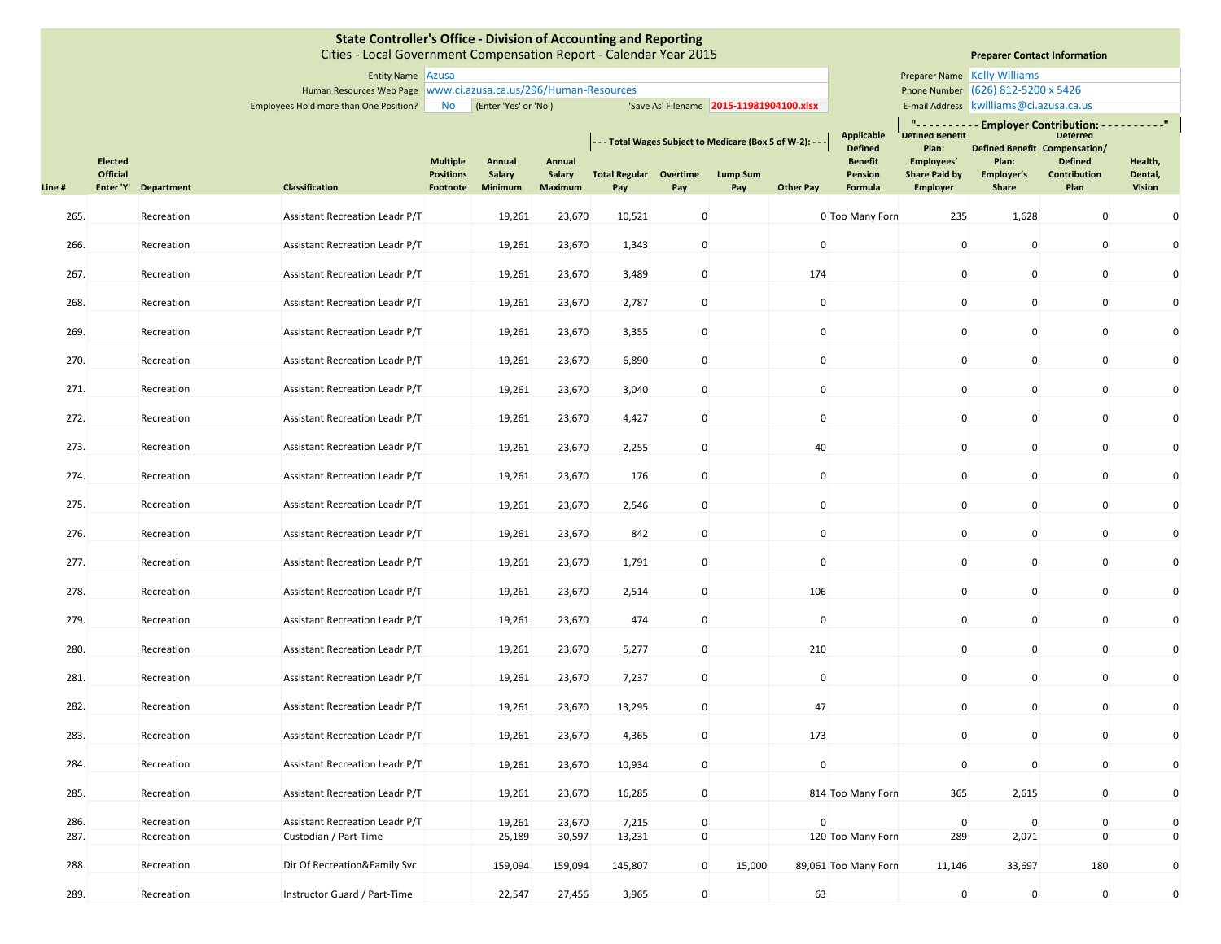# State Controller's Office - Division of Accounting and Reporting

Cities - Local Government Compensation Report - Calendar Year 2015

Entity Name: Azusa
Human Resources Web Page: www.ci.azusa.ca.us/296/Human-Resources
Employees Hold more than One Position? No (Enter 'Yes' or 'No')
'Save As' Filename: 2015-11981904100.xlsx

**Preparer Contact Information**

Preparer Name: Kelly Williams
Phone Number: (626) 812-5200 x 5426
E-mail Address: kwilliams@ci.azusa.ca.us

| Line # | Elected Official Enter 'Y' | Department | Classification | Multiple Positions Footnote | Annual Salary Minimum | Annual Salary Maximum | Total Regular Pay (Total Wages Subject to Medicare (Box 5 of W-2)) | Overtime Pay | Lump Sum Pay | Other Pay | Applicable Defined Benefit Pension Formula | Defined Benefit Plan: Employees' Share Paid by Employer (Employer Contribution) | Defined Benefit Plan: Employer's Share | Deferred Compensation/ Defined Contribution Plan | Health, Dental, Vision |
|---|---|---|---|---|---|---|---|---|---|---|---|---|---|---|---|
| 265. | | Recreation | Assistant Recreation Leadr P/T | | 19,261 | 23,670 | 10,521 | 0 | | 0 | Too Many Forn | 235 | 1,628 | 0 | 0 |
| 266. | | Recreation | Assistant Recreation Leadr P/T | | 19,261 | 23,670 | 1,343 | 0 | | 0 | | 0 | 0 | 0 | 0 |
| 267. | | Recreation | Assistant Recreation Leadr P/T | | 19,261 | 23,670 | 3,489 | 0 | | 174 | | 0 | 0 | 0 | 0 |
| 268. | | Recreation | Assistant Recreation Leadr P/T | | 19,261 | 23,670 | 2,787 | 0 | | 0 | | 0 | 0 | 0 | 0 |
| 269. | | Recreation | Assistant Recreation Leadr P/T | | 19,261 | 23,670 | 3,355 | 0 | | 0 | | 0 | 0 | 0 | 0 |
| 270. | | Recreation | Assistant Recreation Leadr P/T | | 19,261 | 23,670 | 6,890 | 0 | | 0 | | 0 | 0 | 0 | 0 |
| 271. | | Recreation | Assistant Recreation Leadr P/T | | 19,261 | 23,670 | 3,040 | 0 | | 0 | | 0 | 0 | 0 | 0 |
| 272. | | Recreation | Assistant Recreation Leadr P/T | | 19,261 | 23,670 | 4,427 | 0 | | 0 | | 0 | 0 | 0 | 0 |
| 273. | | Recreation | Assistant Recreation Leadr P/T | | 19,261 | 23,670 | 2,255 | 0 | | 40 | | 0 | 0 | 0 | 0 |
| 274. | | Recreation | Assistant Recreation Leadr P/T | | 19,261 | 23,670 | 176 | 0 | | 0 | | 0 | 0 | 0 | 0 |
| 275. | | Recreation | Assistant Recreation Leadr P/T | | 19,261 | 23,670 | 2,546 | 0 | | 0 | | 0 | 0 | 0 | 0 |
| 276. | | Recreation | Assistant Recreation Leadr P/T | | 19,261 | 23,670 | 842 | 0 | | 0 | | 0 | 0 | 0 | 0 |
| 277. | | Recreation | Assistant Recreation Leadr P/T | | 19,261 | 23,670 | 1,791 | 0 | | 0 | | 0 | 0 | 0 | 0 |
| 278. | | Recreation | Assistant Recreation Leadr P/T | | 19,261 | 23,670 | 2,514 | 0 | | 106 | | 0 | 0 | 0 | 0 |
| 279. | | Recreation | Assistant Recreation Leadr P/T | | 19,261 | 23,670 | 474 | 0 | | 0 | | 0 | 0 | 0 | 0 |
| 280. | | Recreation | Assistant Recreation Leadr P/T | | 19,261 | 23,670 | 5,277 | 0 | | 210 | | 0 | 0 | 0 | 0 |
| 281. | | Recreation | Assistant Recreation Leadr P/T | | 19,261 | 23,670 | 7,237 | 0 | | 0 | | 0 | 0 | 0 | 0 |
| 282. | | Recreation | Assistant Recreation Leadr P/T | | 19,261 | 23,670 | 13,295 | 0 | | 47 | | 0 | 0 | 0 | 0 |
| 283. | | Recreation | Assistant Recreation Leadr P/T | | 19,261 | 23,670 | 4,365 | 0 | | 173 | | 0 | 0 | 0 | 0 |
| 284. | | Recreation | Assistant Recreation Leadr P/T | | 19,261 | 23,670 | 10,934 | 0 | | 0 | | 0 | 0 | 0 | 0 |
| 285. | | Recreation | Assistant Recreation Leadr P/T | | 19,261 | 23,670 | 16,285 | 0 | | 814 | Too Many Forn | 365 | 2,615 | 0 | 0 |
| 286. | | Recreation | Assistant Recreation Leadr P/T | | 19,261 | 23,670 | 7,215 | 0 | | 0 | | 0 | 0 | 0 | 0 |
| 287. | | Recreation | Custodian / Part-Time | | 25,189 | 30,597 | 13,231 | 0 | | 120 | Too Many Forn | 289 | 2,071 | 0 | 0 |
| 288. | | Recreation | Dir Of Recreation&Family Svc | | 159,094 | 159,094 | 145,807 | 0 | 15,000 | 89,061 | Too Many Forn | 11,146 | 33,697 | 180 | 0 |
| 289. | | Recreation | Instructor Guard / Part-Time | | 22,547 | 27,456 | 3,965 | 0 | | 63 | | 0 | 0 | 0 | 0 |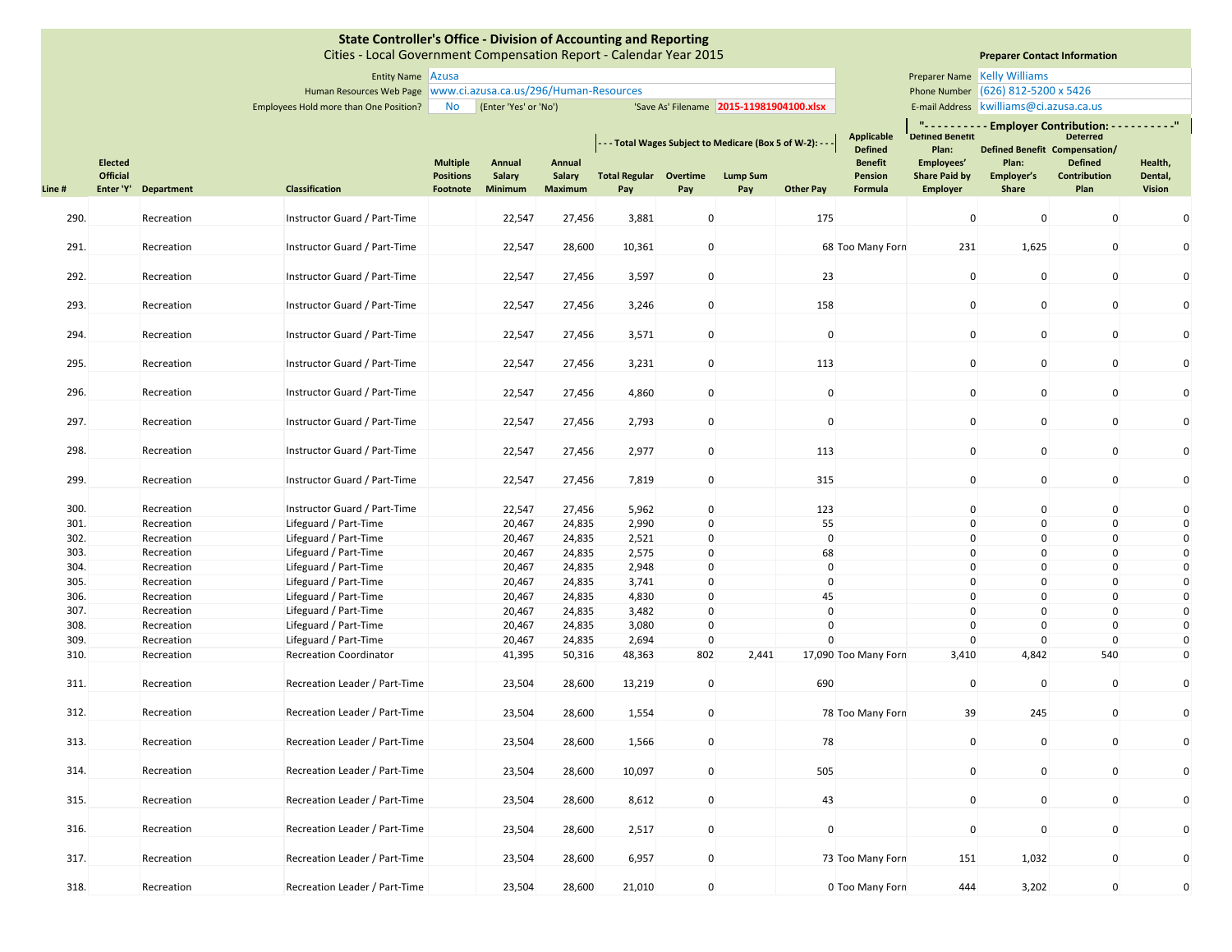# State Controller's Office - Division of Accounting and Reporting

Cities - Local Government Compensation Report - Calendar Year 2015

Entity Name: Azusa

Human Resources Web Page: www.ci.azusa.ca.us/296/Human-Resources

Employees Hold more than One Position? No (Enter 'Yes' or 'No')

'Save As' Filename: 2015-11981904100.xlsx

**Preparer Contact Information**

Preparer Name: Kelly Williams

Phone Number: (626) 812-5200 x 5426

E-mail Address: kwilliams@ci.azusa.ca.us

| Line # | Elected Official Enter 'Y' | Department | Classification | Multiple Positions Footnote | Annual Salary Minimum | Annual Salary Maximum | Total Wages Subject to Medicare (Box 5 of W-2): Total Regular Pay | Overtime Pay | Lump Sum Pay | Other Pay | Applicable Defined Benefit Pension Formula | Employer Contribution: Defined Benefit Plan: Employees' Share Paid by Employer | Defined Benefit Plan: Employer's Share | Deferred Compensation/ Defined Contribution Plan | Health, Dental, Vision |
|---|---|---|---|---|---|---|---|---|---|---|---|---|---|---|---|
| 290. | | Recreation | Instructor Guard / Part-Time | | 22,547 | 27,456 | 3,881 | 0 | | 175 | | 0 | 0 | 0 | 0 |
| 291. | | Recreation | Instructor Guard / Part-Time | | 22,547 | 28,600 | 10,361 | 0 | | 68 | Too Many Forn | 231 | 1,625 | 0 | 0 |
| 292. | | Recreation | Instructor Guard / Part-Time | | 22,547 | 27,456 | 3,597 | 0 | | 23 | | 0 | 0 | 0 | 0 |
| 293. | | Recreation | Instructor Guard / Part-Time | | 22,547 | 27,456 | 3,246 | 0 | | 158 | | 0 | 0 | 0 | 0 |
| 294. | | Recreation | Instructor Guard / Part-Time | | 22,547 | 27,456 | 3,571 | 0 | | 0 | | 0 | 0 | 0 | 0 |
| 295. | | Recreation | Instructor Guard / Part-Time | | 22,547 | 27,456 | 3,231 | 0 | | 113 | | 0 | 0 | 0 | 0 |
| 296. | | Recreation | Instructor Guard / Part-Time | | 22,547 | 27,456 | 4,860 | 0 | | 0 | | 0 | 0 | 0 | 0 |
| 297. | | Recreation | Instructor Guard / Part-Time | | 22,547 | 27,456 | 2,793 | 0 | | 0 | | 0 | 0 | 0 | 0 |
| 298. | | Recreation | Instructor Guard / Part-Time | | 22,547 | 27,456 | 2,977 | 0 | | 113 | | 0 | 0 | 0 | 0 |
| 299. | | Recreation | Instructor Guard / Part-Time | | 22,547 | 27,456 | 7,819 | 0 | | 315 | | 0 | 0 | 0 | 0 |
| 300. | | Recreation | Instructor Guard / Part-Time | | 22,547 | 27,456 | 5,962 | 0 | | 123 | | 0 | 0 | 0 | 0 |
| 301. | | Recreation | Lifeguard / Part-Time | | 20,467 | 24,835 | 2,990 | 0 | | 55 | | 0 | 0 | 0 | 0 |
| 302. | | Recreation | Lifeguard / Part-Time | | 20,467 | 24,835 | 2,521 | 0 | | 0 | | 0 | 0 | 0 | 0 |
| 303. | | Recreation | Lifeguard / Part-Time | | 20,467 | 24,835 | 2,575 | 0 | | 68 | | 0 | 0 | 0 | 0 |
| 304. | | Recreation | Lifeguard / Part-Time | | 20,467 | 24,835 | 2,948 | 0 | | 0 | | 0 | 0 | 0 | 0 |
| 305. | | Recreation | Lifeguard / Part-Time | | 20,467 | 24,835 | 3,741 | 0 | | 0 | | 0 | 0 | 0 | 0 |
| 306. | | Recreation | Lifeguard / Part-Time | | 20,467 | 24,835 | 4,830 | 0 | | 45 | | 0 | 0 | 0 | 0 |
| 307. | | Recreation | Lifeguard / Part-Time | | 20,467 | 24,835 | 3,482 | 0 | | 0 | | 0 | 0 | 0 | 0 |
| 308. | | Recreation | Lifeguard / Part-Time | | 20,467 | 24,835 | 3,080 | 0 | | 0 | | 0 | 0 | 0 | 0 |
| 309. | | Recreation | Lifeguard / Part-Time | | 20,467 | 24,835 | 2,694 | 0 | | 0 | | 0 | 0 | 0 | 0 |
| 310. | | Recreation | Recreation Coordinator | | 41,395 | 50,316 | 48,363 | 802 | 2,441 | 17,090 | Too Many Forn | 3,410 | 4,842 | 540 | 0 |
| 311. | | Recreation | Recreation Leader / Part-Time | | 23,504 | 28,600 | 13,219 | 0 | | 690 | | 0 | 0 | 0 | 0 |
| 312. | | Recreation | Recreation Leader / Part-Time | | 23,504 | 28,600 | 1,554 | 0 | | 78 | Too Many Forn | 39 | 245 | 0 | 0 |
| 313. | | Recreation | Recreation Leader / Part-Time | | 23,504 | 28,600 | 1,566 | 0 | | 78 | | 0 | 0 | 0 | 0 |
| 314. | | Recreation | Recreation Leader / Part-Time | | 23,504 | 28,600 | 10,097 | 0 | | 505 | | 0 | 0 | 0 | 0 |
| 315. | | Recreation | Recreation Leader / Part-Time | | 23,504 | 28,600 | 8,612 | 0 | | 43 | | 0 | 0 | 0 | 0 |
| 316. | | Recreation | Recreation Leader / Part-Time | | 23,504 | 28,600 | 2,517 | 0 | | 0 | | 0 | 0 | 0 | 0 |
| 317. | | Recreation | Recreation Leader / Part-Time | | 23,504 | 28,600 | 6,957 | 0 | | 73 | Too Many Forn | 151 | 1,032 | 0 | 0 |
| 318. | | Recreation | Recreation Leader / Part-Time | | 23,504 | 28,600 | 21,010 | 0 | | 0 | Too Many Forn | 444 | 3,202 | 0 | 0 |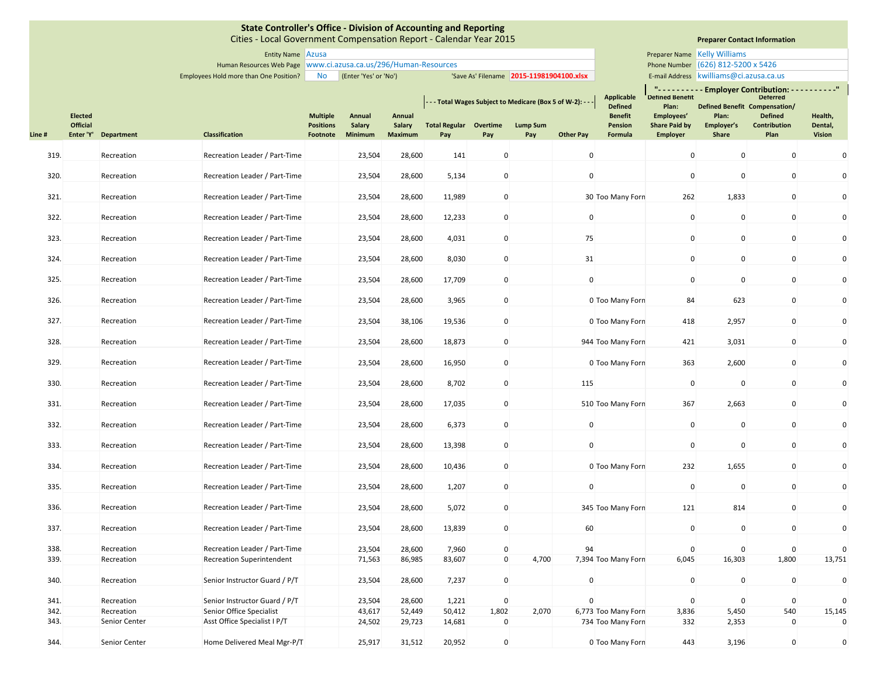**State Controller's Office - Division of Accounting and Reporting**
Cities - Local Government Compensation Report - Calendar Year 2015

Entity Name: Azusa
Human Resources Web Page: www.ci.azusa.ca.us/296/Human-Resources
Employees Hold more than One Position? No (Enter 'Yes' or 'No')
'Save As' Filename: 2015-11981904100.xlsx

**Preparer Contact Information**
Preparer Name: Kelly Williams
Phone Number: (626) 812-5200 x 5426
E-mail Address: kwilliams@ci.azusa.ca.us

| Line # | Elected Official Enter 'Y' | Department | Classification | Multiple Positions Footnote | Annual Salary Minimum | Annual Salary Maximum | Total Wages Subject to Medicare (Box 5 of W-2): Total Regular Pay | Overtime Pay | Lump Sum Pay | Other Pay | Applicable Defined Benefit Pension Formula | Employer Contribution: Defined Benefit Plan: Employees' Share Paid by Employer | Defined Benefit Plan: Employer's Share | Deferred Compensation/ Defined Contribution Plan | Health, Dental, Vision |
|---|---|---|---|---|---|---|---|---|---|---|---|---|---|---|---|
| 319. | | Recreation | Recreation Leader / Part-Time | | 23,504 | 28,600 | 141 | 0 | | 0 | | 0 | 0 | 0 | 0 |
| 320. | | Recreation | Recreation Leader / Part-Time | | 23,504 | 28,600 | 5,134 | 0 | | 0 | | 0 | 0 | 0 | 0 |
| 321. | | Recreation | Recreation Leader / Part-Time | | 23,504 | 28,600 | 11,989 | 0 | | 30 | Too Many Forn | 262 | 1,833 | 0 | 0 |
| 322. | | Recreation | Recreation Leader / Part-Time | | 23,504 | 28,600 | 12,233 | 0 | | 0 | | 0 | 0 | 0 | 0 |
| 323. | | Recreation | Recreation Leader / Part-Time | | 23,504 | 28,600 | 4,031 | 0 | | 75 | | 0 | 0 | 0 | 0 |
| 324. | | Recreation | Recreation Leader / Part-Time | | 23,504 | 28,600 | 8,030 | 0 | | 31 | | 0 | 0 | 0 | 0 |
| 325. | | Recreation | Recreation Leader / Part-Time | | 23,504 | 28,600 | 17,709 | 0 | | 0 | | 0 | 0 | 0 | 0 |
| 326. | | Recreation | Recreation Leader / Part-Time | | 23,504 | 28,600 | 3,965 | 0 | | 0 | Too Many Forn | 84 | 623 | 0 | 0 |
| 327. | | Recreation | Recreation Leader / Part-Time | | 23,504 | 38,106 | 19,536 | 0 | | 0 | Too Many Forn | 418 | 2,957 | 0 | 0 |
| 328. | | Recreation | Recreation Leader / Part-Time | | 23,504 | 28,600 | 18,873 | 0 | | 944 | Too Many Forn | 421 | 3,031 | 0 | 0 |
| 329. | | Recreation | Recreation Leader / Part-Time | | 23,504 | 28,600 | 16,950 | 0 | | 0 | Too Many Forn | 363 | 2,600 | 0 | 0 |
| 330. | | Recreation | Recreation Leader / Part-Time | | 23,504 | 28,600 | 8,702 | 0 | | 115 | | 0 | 0 | 0 | 0 |
| 331. | | Recreation | Recreation Leader / Part-Time | | 23,504 | 28,600 | 17,035 | 0 | | 510 | Too Many Forn | 367 | 2,663 | 0 | 0 |
| 332. | | Recreation | Recreation Leader / Part-Time | | 23,504 | 28,600 | 6,373 | 0 | | 0 | | 0 | 0 | 0 | 0 |
| 333. | | Recreation | Recreation Leader / Part-Time | | 23,504 | 28,600 | 13,398 | 0 | | 0 | | 0 | 0 | 0 | 0 |
| 334. | | Recreation | Recreation Leader / Part-Time | | 23,504 | 28,600 | 10,436 | 0 | | 0 | Too Many Forn | 232 | 1,655 | 0 | 0 |
| 335. | | Recreation | Recreation Leader / Part-Time | | 23,504 | 28,600 | 1,207 | 0 | | 0 | | 0 | 0 | 0 | 0 |
| 336. | | Recreation | Recreation Leader / Part-Time | | 23,504 | 28,600 | 5,072 | 0 | | 345 | Too Many Forn | 121 | 814 | 0 | 0 |
| 337. | | Recreation | Recreation Leader / Part-Time | | 23,504 | 28,600 | 13,839 | 0 | | 60 | | 0 | 0 | 0 | 0 |
| 338. | | Recreation | Recreation Leader / Part-Time | | 23,504 | 28,600 | 7,960 | 0 | | 94 | | 0 | 0 | 0 | 0 |
| 339. | | Recreation | Recreation Superintendent | | 71,563 | 86,985 | 83,607 | 0 | 4,700 | 7,394 | Too Many Forn | 6,045 | 16,303 | 1,800 | 13,751 |
| 340. | | Recreation | Senior Instructor Guard / P/T | | 23,504 | 28,600 | 7,237 | 0 | | 0 | | 0 | 0 | 0 | 0 |
| 341. | | Recreation | Senior Instructor Guard / P/T | | 23,504 | 28,600 | 1,221 | 0 | | 0 | | 0 | 0 | 0 | 0 |
| 342. | | Recreation | Senior Office Specialist | | 43,617 | 52,449 | 50,412 | 1,802 | 2,070 | 6,773 | Too Many Forn | 3,836 | 5,450 | 540 | 15,145 |
| 343. | | Senior Center | Asst Office Specialist I P/T | | 24,502 | 29,723 | 14,681 | 0 | | 734 | Too Many Forn | 332 | 2,353 | 0 | 0 |
| 344. | | Senior Center | Home Delivered Meal Mgr-P/T | | 25,917 | 31,512 | 20,952 | 0 | | 0 | Too Many Forn | 443 | 3,196 | 0 | 0 |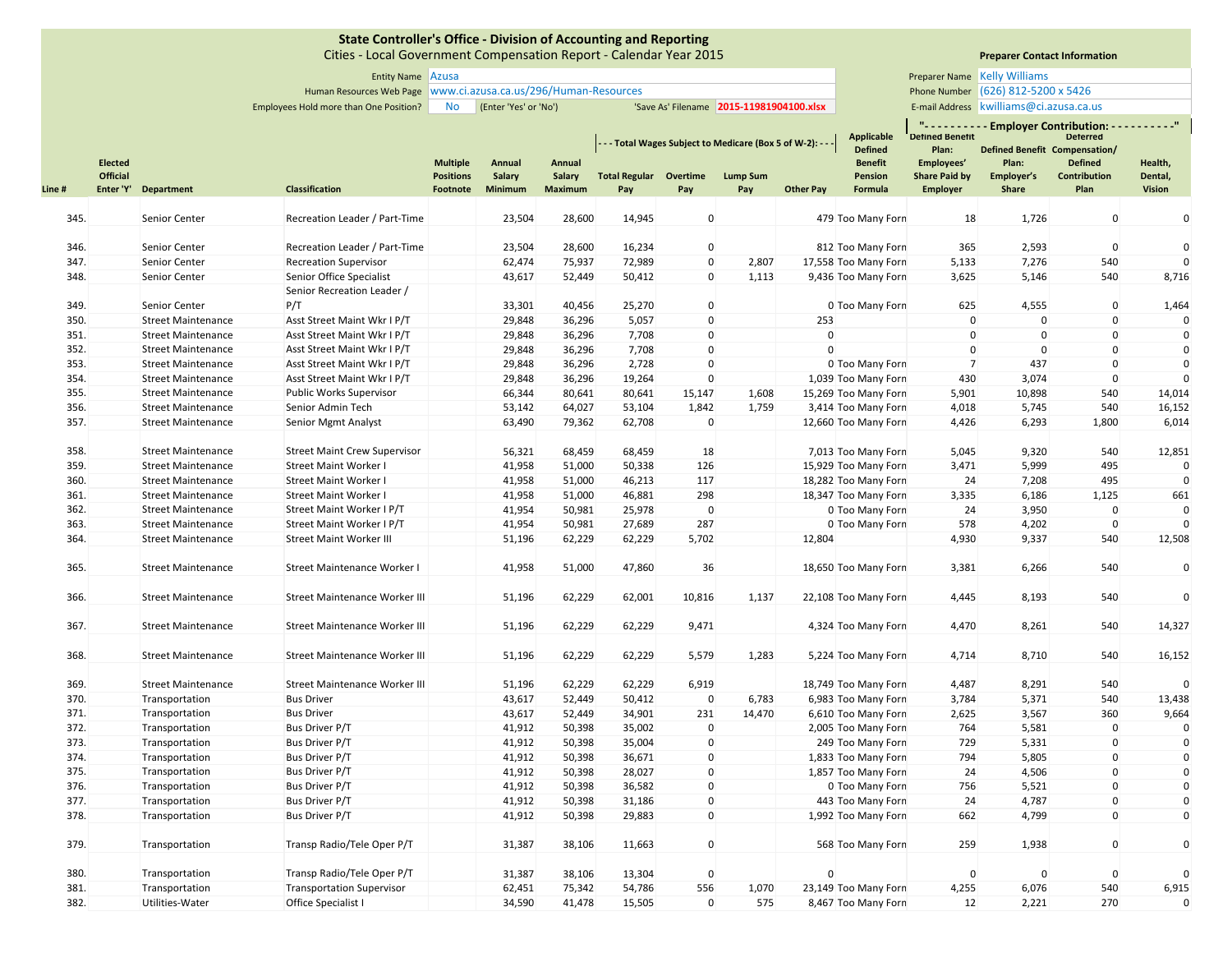**State Controller's Office - Division of Accounting and Reporting**
Cities - Local Government Compensation Report - Calendar Year 2015

Entity Name: Azusa
Human Resources Web Page: www.ci.azusa.ca.us/296/Human-Resources
Employees Hold more than One Position?: No (Enter 'Yes' or 'No')
'Save As' Filename: 2015-11981904100.xlsx

**Preparer Contact Information**
Preparer Name: Kelly Williams
Phone Number: (626) 812-5200 x 5426
E-mail Address: kwilliams@ci.azusa.ca.us

| Line # | Elected Official Enter 'Y' | Department | Classification | Multiple Positions Footnote | Annual Salary Minimum | Annual Salary Maximum | Total Regular Pay (Total Wages Subject to Medicare (Box 5 of W-2)) | Overtime Pay | Lump Sum Pay | Other Pay | Applicable Defined Benefit Pension Formula | Defined Benefit Plan: Employees' Share Paid by Employer (Employer Contribution) | Defined Benefit Plan: Employer's Share | Deferred Compensation/ Defined Contribution Plan | Health, Dental, Vision |
|---|---|---|---|---|---|---|---|---|---|---|---|---|---|---|---|
| 345. | | Senior Center | Recreation Leader / Part-Time | | 23,504 | 28,600 | 14,945 | 0 | | 479 | Too Many Forn | 18 | 1,726 | 0 | 0 |
| 346. | | Senior Center | Recreation Leader / Part-Time | | 23,504 | 28,600 | 16,234 | 0 | | 812 | Too Many Forn | 365 | 2,593 | 0 | 0 |
| 347. | | Senior Center | Recreation Supervisor | | 62,474 | 75,937 | 72,989 | 0 | 2,807 | 17,558 | Too Many Forn | 5,133 | 7,276 | 540 | 0 |
| 348. | | Senior Center | Senior Office Specialist | | 43,617 | 52,449 | 50,412 | 0 | 1,113 | 9,436 | Too Many Forn | 3,625 | 5,146 | 540 | 8,716 |
| 349. | | Senior Center | Senior Recreation Leader / P/T | | 33,301 | 40,456 | 25,270 | 0 | | 0 | Too Many Forn | 625 | 4,555 | 0 | 1,464 |
| 350. | | Street Maintenance | Asst Street Maint Wkr I P/T | | 29,848 | 36,296 | 5,057 | 0 | | 253 | | 0 | 0 | 0 | 0 |
| 351. | | Street Maintenance | Asst Street Maint Wkr I P/T | | 29,848 | 36,296 | 7,708 | 0 | | 0 | | 0 | 0 | 0 | 0 |
| 352. | | Street Maintenance | Asst Street Maint Wkr I P/T | | 29,848 | 36,296 | 7,708 | 0 | | 0 | | 0 | 0 | 0 | 0 |
| 353. | | Street Maintenance | Asst Street Maint Wkr I P/T | | 29,848 | 36,296 | 2,728 | 0 | | 0 | Too Many Forn | 7 | 437 | 0 | 0 |
| 354. | | Street Maintenance | Asst Street Maint Wkr I P/T | | 29,848 | 36,296 | 19,264 | 0 | | 1,039 | Too Many Forn | 430 | 3,074 | 0 | 0 |
| 355. | | Street Maintenance | Public Works Supervisor | | 66,344 | 80,641 | 80,641 | 15,147 | 1,608 | 15,269 | Too Many Forn | 5,901 | 10,898 | 540 | 14,014 |
| 356. | | Street Maintenance | Senior Admin Tech | | 53,142 | 64,027 | 53,104 | 1,842 | 1,759 | 3,414 | Too Many Forn | 4,018 | 5,745 | 540 | 16,152 |
| 357. | | Street Maintenance | Senior Mgmt Analyst | | 63,490 | 79,362 | 62,708 | 0 | | 12,660 | Too Many Forn | 4,426 | 6,293 | 1,800 | 6,014 |
| 358. | | Street Maintenance | Street Maint Crew Supervisor | | 56,321 | 68,459 | 68,459 | 18 | | 7,013 | Too Many Forn | 5,045 | 9,320 | 540 | 12,851 |
| 359. | | Street Maintenance | Street Maint Worker I | | 41,958 | 51,000 | 50,338 | 126 | | 15,929 | Too Many Forn | 3,471 | 5,999 | 495 | 0 |
| 360. | | Street Maintenance | Street Maint Worker I | | 41,958 | 51,000 | 46,213 | 117 | | 18,282 | Too Many Forn | 24 | 7,208 | 495 | 0 |
| 361. | | Street Maintenance | Street Maint Worker I | | 41,958 | 51,000 | 46,881 | 298 | | 18,347 | Too Many Forn | 3,335 | 6,186 | 1,125 | 661 |
| 362. | | Street Maintenance | Street Maint Worker I P/T | | 41,954 | 50,981 | 25,978 | 0 | | 0 | Too Many Forn | 24 | 3,950 | 0 | 0 |
| 363. | | Street Maintenance | Street Maint Worker I P/T | | 41,954 | 50,981 | 27,689 | 287 | | 0 | Too Many Forn | 578 | 4,202 | 0 | 0 |
| 364. | | Street Maintenance | Street Maint Worker III | | 51,196 | 62,229 | 62,229 | 5,702 | | 12,804 | | 4,930 | 9,337 | 540 | 12,508 |
| 365. | | Street Maintenance | Street Maintenance Worker I | | 41,958 | 51,000 | 47,860 | 36 | | 18,650 | Too Many Forn | 3,381 | 6,266 | 540 | 0 |
| 366. | | Street Maintenance | Street Maintenance Worker III | | 51,196 | 62,229 | 62,001 | 10,816 | 1,137 | 22,108 | Too Many Forn | 4,445 | 8,193 | 540 | 0 |
| 367. | | Street Maintenance | Street Maintenance Worker III | | 51,196 | 62,229 | 62,229 | 9,471 | | 4,324 | Too Many Forn | 4,470 | 8,261 | 540 | 14,327 |
| 368. | | Street Maintenance | Street Maintenance Worker III | | 51,196 | 62,229 | 62,229 | 5,579 | 1,283 | 5,224 | Too Many Forn | 4,714 | 8,710 | 540 | 16,152 |
| 369. | | Street Maintenance | Street Maintenance Worker III | | 51,196 | 62,229 | 62,229 | 6,919 | | 18,749 | Too Many Forn | 4,487 | 8,291 | 540 | 0 |
| 370. | | Transportation | Bus Driver | | 43,617 | 52,449 | 50,412 | 0 | 6,783 | 6,983 | Too Many Forn | 3,784 | 5,371 | 540 | 13,438 |
| 371. | | Transportation | Bus Driver | | 43,617 | 52,449 | 34,901 | 231 | 14,470 | 6,610 | Too Many Forn | 2,625 | 3,567 | 360 | 9,664 |
| 372. | | Transportation | Bus Driver P/T | | 41,912 | 50,398 | 35,002 | 0 | | 2,005 | Too Many Forn | 764 | 5,581 | 0 | 0 |
| 373. | | Transportation | Bus Driver P/T | | 41,912 | 50,398 | 35,004 | 0 | | 249 | Too Many Forn | 729 | 5,331 | 0 | 0 |
| 374. | | Transportation | Bus Driver P/T | | 41,912 | 50,398 | 36,671 | 0 | | 1,833 | Too Many Forn | 794 | 5,805 | 0 | 0 |
| 375. | | Transportation | Bus Driver P/T | | 41,912 | 50,398 | 28,027 | 0 | | 1,857 | Too Many Forn | 24 | 4,506 | 0 | 0 |
| 376. | | Transportation | Bus Driver P/T | | 41,912 | 50,398 | 36,582 | 0 | | 0 | Too Many Forn | 756 | 5,521 | 0 | 0 |
| 377. | | Transportation | Bus Driver P/T | | 41,912 | 50,398 | 31,186 | 0 | | 443 | Too Many Forn | 24 | 4,787 | 0 | 0 |
| 378. | | Transportation | Bus Driver P/T | | 41,912 | 50,398 | 29,883 | 0 | | 1,992 | Too Many Forn | 662 | 4,799 | 0 | 0 |
| 379. | | Transportation | Transp Radio/Tele Oper P/T | | 31,387 | 38,106 | 11,663 | 0 | | 568 | Too Many Forn | 259 | 1,938 | 0 | 0 |
| 380. | | Transportation | Transp Radio/Tele Oper P/T | | 31,387 | 38,106 | 13,304 | 0 | | 0 | | 0 | 0 | 0 | 0 |
| 381. | | Transportation | Transportation Supervisor | | 62,451 | 75,342 | 54,786 | 556 | 1,070 | 23,149 | Too Many Forn | 4,255 | 6,076 | 540 | 6,915 |
| 382. | | Utilities-Water | Office Specialist I | | 34,590 | 41,478 | 15,505 | 0 | 575 | 8,467 | Too Many Forn | 12 | 2,221 | 270 | 0 |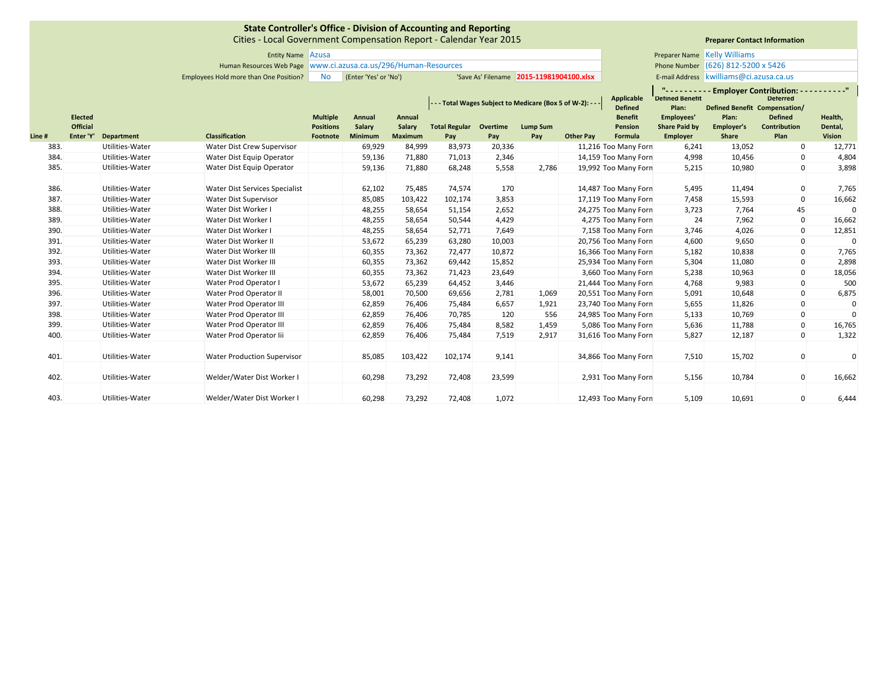**State Controller's Office - Division of Accounting and Reporting**
Cities - Local Government Compensation Report - Calendar Year 2015

Entity Name: Azusa
Human Resources Web Page: www.ci.azusa.ca.us/296/Human-Resources
Employees Hold more than One Position? No (Enter 'Yes' or 'No')
'Save As' Filename: 2015-11981904100.xlsx

**Preparer Contact Information**
Preparer Name: Kelly Williams
Phone Number: (626) 812-5200 x 5426
E-mail Address: kwilliams@ci.azusa.ca.us

| | | | | | | | - - - Total Wages Subject to Medicare (Box 5 of W-2): - - - | | | | | "- - - - - - - - - - Employer Contribution: - - - - - - - - - -" | | | |
|---|---|---|---|---|---|---|---|---|---|---|---|---|---|---|---|
| Line # | Elected Official Enter 'Y' | Department | Classification | Multiple Positions Footnote | Annual Salary Minimum | Annual Salary Maximum | Total Regular Pay | Overtime Pay | Lump Sum Pay | Other Pay | Applicable Defined Benefit Pension Formula | Defined Benefit Plan: Employees' Share Paid by Employer | Defined Benefit Plan: Employer's Share | Deferred Compensation/ Defined Contribution Plan | Health, Dental, Vision |
| 383. | | Utilities-Water | Water Dist Crew Supervisor | | 69,929 | 84,999 | 83,973 | 20,336 | | 11,216 | Too Many Forn | 6,241 | 13,052 | 0 | 12,771 |
| 384. | | Utilities-Water | Water Dist Equip Operator | | 59,136 | 71,880 | 71,013 | 2,346 | | 14,159 | Too Many Forn | 4,998 | 10,456 | 0 | 4,804 |
| 385. | | Utilities-Water | Water Dist Equip Operator | | 59,136 | 71,880 | 68,248 | 5,558 | 2,786 | 19,992 | Too Many Forn | 5,215 | 10,980 | 0 | 3,898 |
| 386. | | Utilities-Water | Water Dist Services Specialist | | 62,102 | 75,485 | 74,574 | 170 | | 14,487 | Too Many Forn | 5,495 | 11,494 | 0 | 7,765 |
| 387. | | Utilities-Water | Water Dist Supervisor | | 85,085 | 103,422 | 102,174 | 3,853 | | 17,119 | Too Many Forn | 7,458 | 15,593 | 0 | 16,662 |
| 388. | | Utilities-Water | Water Dist Worker I | | 48,255 | 58,654 | 51,154 | 2,652 | | 24,275 | Too Many Forn | 3,723 | 7,764 | 45 | 0 |
| 389. | | Utilities-Water | Water Dist Worker I | | 48,255 | 58,654 | 50,544 | 4,429 | | 4,275 | Too Many Forn | 24 | 7,962 | 0 | 16,662 |
| 390. | | Utilities-Water | Water Dist Worker I | | 48,255 | 58,654 | 52,771 | 7,649 | | 7,158 | Too Many Forn | 3,746 | 4,026 | 0 | 12,851 |
| 391. | | Utilities-Water | Water Dist Worker II | | 53,672 | 65,239 | 63,280 | 10,003 | | 20,756 | Too Many Forn | 4,600 | 9,650 | 0 | 0 |
| 392. | | Utilities-Water | Water Dist Worker III | | 60,355 | 73,362 | 72,477 | 10,872 | | 16,366 | Too Many Forn | 5,182 | 10,838 | 0 | 7,765 |
| 393. | | Utilities-Water | Water Dist Worker III | | 60,355 | 73,362 | 69,442 | 15,852 | | 25,934 | Too Many Forn | 5,304 | 11,080 | 0 | 2,898 |
| 394. | | Utilities-Water | Water Dist Worker III | | 60,355 | 73,362 | 71,423 | 23,649 | | 3,660 | Too Many Forn | 5,238 | 10,963 | 0 | 18,056 |
| 395. | | Utilities-Water | Water Prod Operator I | | 53,672 | 65,239 | 64,452 | 3,446 | | 21,444 | Too Many Forn | 4,768 | 9,983 | 0 | 500 |
| 396. | | Utilities-Water | Water Prod Operator II | | 58,001 | 70,500 | 69,656 | 2,781 | 1,069 | 20,551 | Too Many Forn | 5,091 | 10,648 | 0 | 6,875 |
| 397. | | Utilities-Water | Water Prod Operator III | | 62,859 | 76,406 | 75,484 | 6,657 | 1,921 | 23,740 | Too Many Forn | 5,655 | 11,826 | 0 | 0 |
| 398. | | Utilities-Water | Water Prod Operator III | | 62,859 | 76,406 | 70,785 | 120 | 556 | 24,985 | Too Many Forn | 5,133 | 10,769 | 0 | 0 |
| 399. | | Utilities-Water | Water Prod Operator III | | 62,859 | 76,406 | 75,484 | 8,582 | 1,459 | 5,086 | Too Many Forn | 5,636 | 11,788 | 0 | 16,765 |
| 400. | | Utilities-Water | Water Prod Operator Iii | | 62,859 | 76,406 | 75,484 | 7,519 | 2,917 | 31,616 | Too Many Forn | 5,827 | 12,187 | 0 | 1,322 |
| 401. | | Utilities-Water | Water Production Supervisor | | 85,085 | 103,422 | 102,174 | 9,141 | | 34,866 | Too Many Forn | 7,510 | 15,702 | 0 | 0 |
| 402. | | Utilities-Water | Welder/Water Dist Worker I | | 60,298 | 73,292 | 72,408 | 23,599 | | 2,931 | Too Many Forn | 5,156 | 10,784 | 0 | 16,662 |
| 403. | | Utilities-Water | Welder/Water Dist Worker I | | 60,298 | 73,292 | 72,408 | 1,072 | | 12,493 | Too Many Forn | 5,109 | 10,691 | 0 | 6,444 |